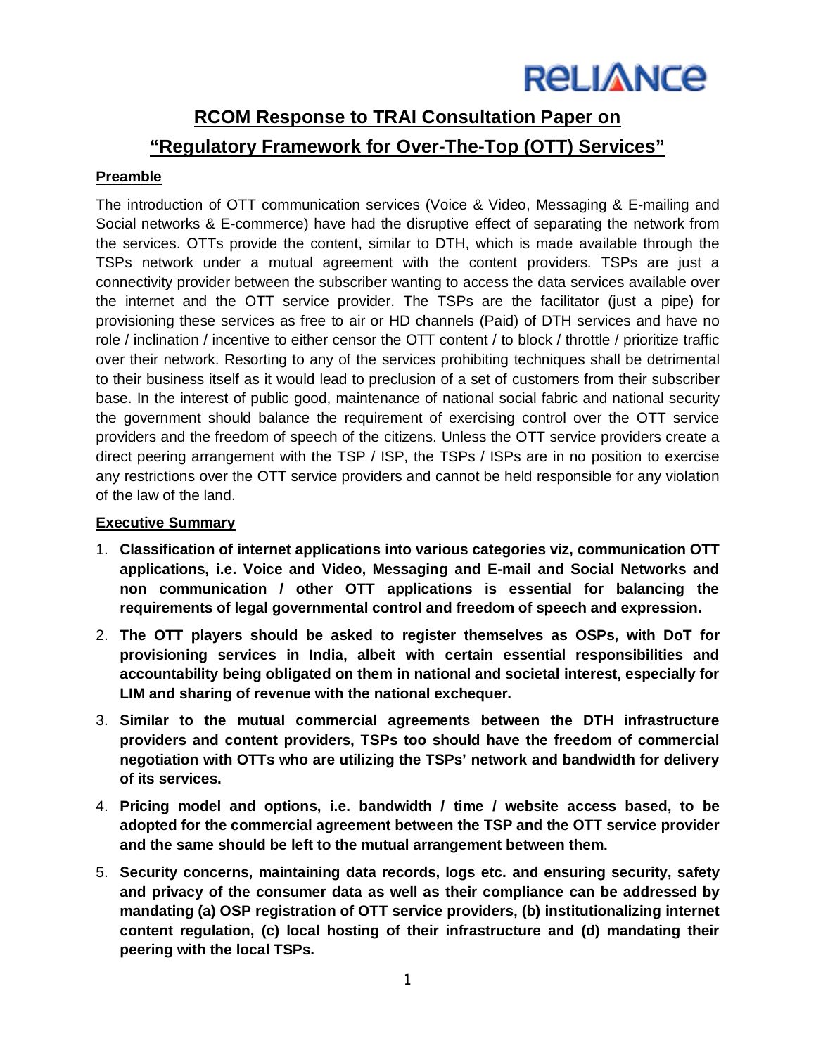RELIANCE

# RCOM Response to TRAI Consultation Paper on "Regulatory Framework for Over-The-Top (OTT) Services"

## Preamble

The introduction of OTT communication services (Voice & Video, Messaging & E-mailing and Social networks & E-commerce) have had the disruptive effect of separating the network from the services. OTTs provide the content, similar to DTH, which is made available through the TSPs network under a mutual agreement with the content providers. TSPs are just a connectivity provider between the subscriber wanting to access the data services available over the internet and the OTT service provider. The TSPs are the facilitator (just a pipe) for provisioning these services as free to air or HD channels (Paid) of DTH services and have no role / inclination / incentive to either censor the OTT content / to block / throttle / prioritize traffic over their network. Resorting to any of the services prohibiting techniques shall be detrimental to their business itself as it would lead to preclusion of a set of customers from their subscriber base. In the interest of public good, maintenance of national social fabric and national security the government should balance the requirement of exercising control over the OTT service providers and the freedom of speech of the citizens. Unless the OTT service providers create a direct peering arrangement with the TSP / ISP, the TSPs / ISPs are in no position to exercise any restrictions over the OTT service providers and cannot be held responsible for any violation of the law of the land.

## Executive Summary

1. **Classification of internet applications into various categories viz, communication OTT applications, i.e. Voice and Video, Messaging and E-mail and Social Networks and non communication / other OTT applications is essential for balancing the requirements of legal governmental control and freedom of speech and expression.**
2. **The OTT players should be asked to register themselves as OSPs, with DoT for provisioning services in India, albeit with certain essential responsibilities and accountability being obligated on them in national and societal interest, especially for LIM and sharing of revenue with the national exchequer.**
3. **Similar to the mutual commercial agreements between the DTH infrastructure providers and content providers, TSPs too should have the freedom of commercial negotiation with OTTs who are utilizing the TSPs' network and bandwidth for delivery of its services.**
4. **Pricing model and options, i.e. bandwidth / time / website access based, to be adopted for the commercial agreement between the TSP and the OTT service provider and the same should be left to the mutual arrangement between them.**
5. **Security concerns, maintaining data records, logs etc. and ensuring security, safety and privacy of the consumer data as well as their compliance can be addressed by mandating (a) OSP registration of OTT service providers, (b) institutionalizing internet content regulation, (c) local hosting of their infrastructure and (d) mandating their peering with the local TSPs.**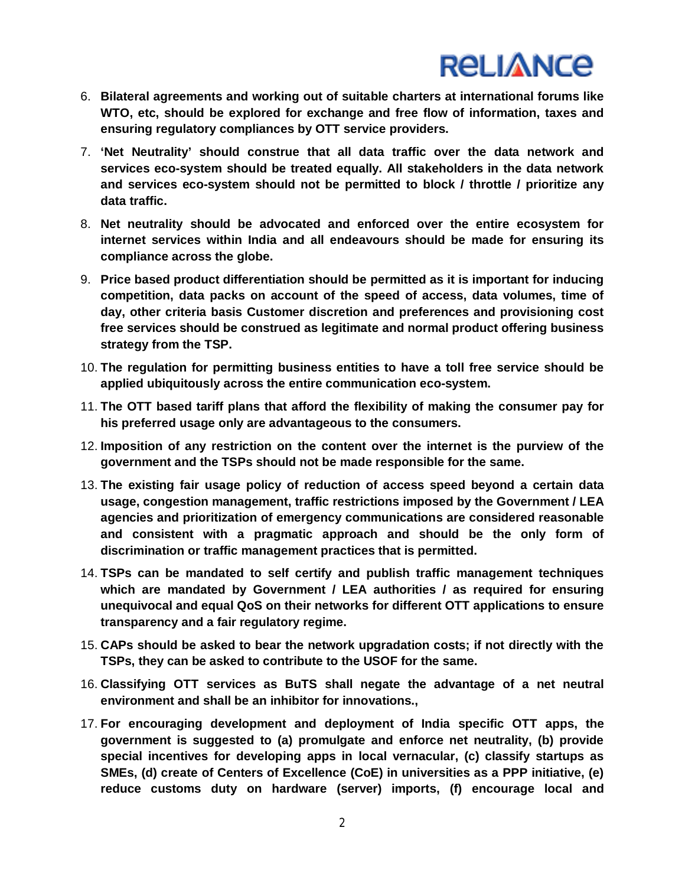6. **Bilateral agreements and working out of suitable charters at international forums like WTO, etc, should be explored for exchange and free flow of information, taxes and ensuring regulatory compliances by OTT service providers.**
7. **'Net Neutrality' should construe that all data traffic over the data network and services eco-system should be treated equally. All stakeholders in the data network and services eco-system should not be permitted to block / throttle / prioritize any data traffic.**
8. **Net neutrality should be advocated and enforced over the entire ecosystem for internet services within India and all endeavours should be made for ensuring its compliance across the globe.**
9. **Price based product differentiation should be permitted as it is important for inducing competition, data packs on account of the speed of access, data volumes, time of day, other criteria basis Customer discretion and preferences and provisioning cost free services should be construed as legitimate and normal product offering business strategy from the TSP.**
10. **The regulation for permitting business entities to have a toll free service should be applied ubiquitously across the entire communication eco-system.**
11. **The OTT based tariff plans that afford the flexibility of making the consumer pay for his preferred usage only are advantageous to the consumers.**
12. **Imposition of any restriction on the content over the internet is the purview of the government and the TSPs should not be made responsible for the same.**
13. **The existing fair usage policy of reduction of access speed beyond a certain data usage, congestion management, traffic restrictions imposed by the Government / LEA agencies and prioritization of emergency communications are considered reasonable and consistent with a pragmatic approach and should be the only form of discrimination or traffic management practices that is permitted.**
14. **TSPs can be mandated to self certify and publish traffic management techniques which are mandated by Government / LEA authorities / as required for ensuring unequivocal and equal QoS on their networks for different OTT applications to ensure transparency and a fair regulatory regime.**
15. **CAPs should be asked to bear the network upgradation costs; if not directly with the TSPs, they can be asked to contribute to the USOF for the same.**
16. **Classifying OTT services as BuTS shall negate the advantage of a net neutral environment and shall be an inhibitor for innovations.,**
17. **For encouraging development and deployment of India specific OTT apps, the government is suggested to (a) promulgate and enforce net neutrality, (b) provide special incentives for developing apps in local vernacular, (c) classify startups as SMEs, (d) create of Centers of Excellence (CoE) in universities as a PPP initiative, (e) reduce customs duty on hardware (server) imports, (f) encourage local and**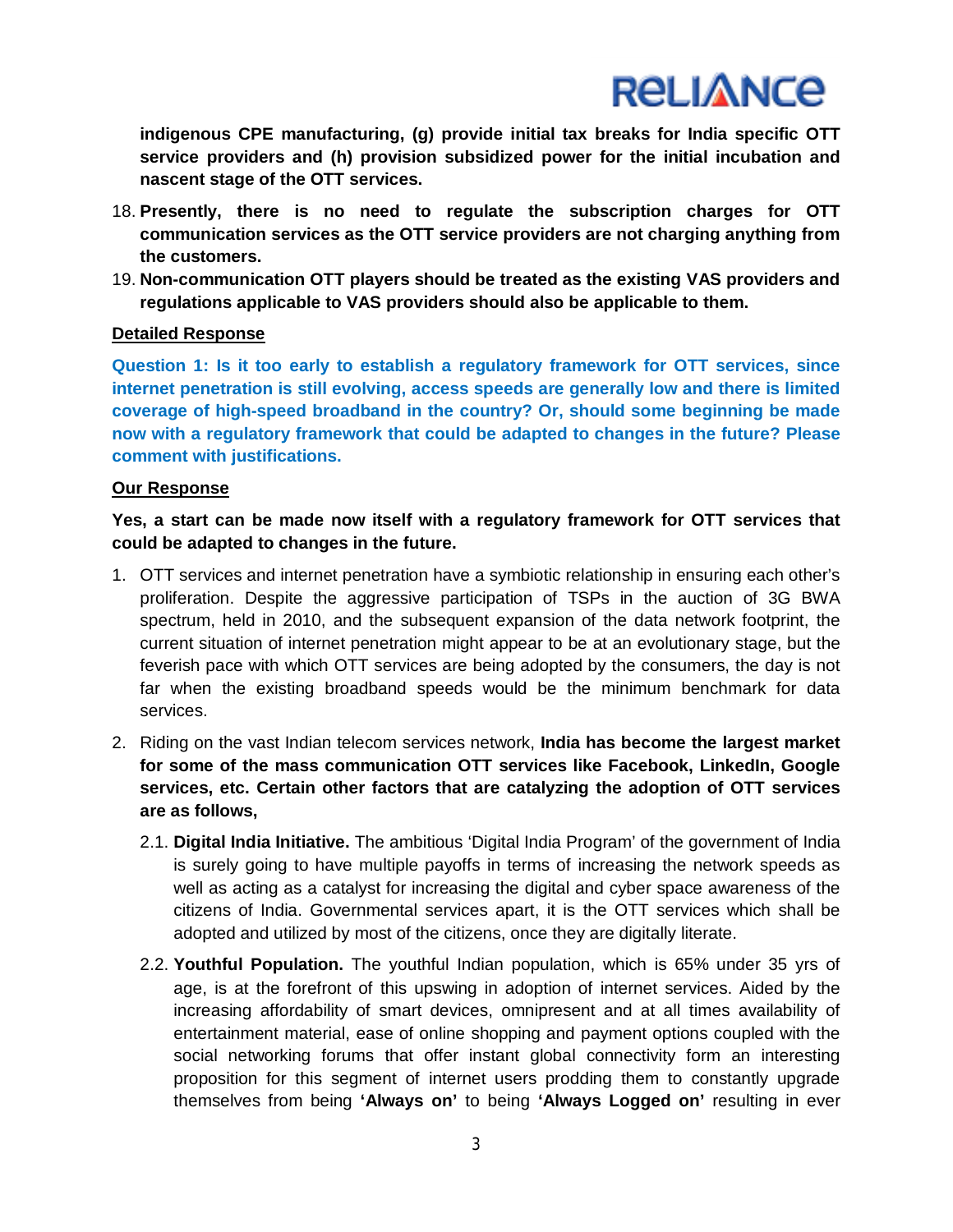**indigenous CPE manufacturing, (g) provide initial tax breaks for India specific OTT service providers and (h) provision subsidized power for the initial incubation and nascent stage of the OTT services.**

18. **Presently, there is no need to regulate the subscription charges for OTT communication services as the OTT service providers are not charging anything from the customers.**
19. **Non-communication OTT players should be treated as the existing VAS providers and regulations applicable to VAS providers should also be applicable to them.**

**Detailed Response**

**Question 1: Is it too early to establish a regulatory framework for OTT services, since internet penetration is still evolving, access speeds are generally low and there is limited coverage of high-speed broadband in the country? Or, should some beginning be made now with a regulatory framework that could be adapted to changes in the future? Please comment with justifications.**

**Our Response**

**Yes, a start can be made now itself with a regulatory framework for OTT services that could be adapted to changes in the future.**

1. OTT services and internet penetration have a symbiotic relationship in ensuring each other's proliferation. Despite the aggressive participation of TSPs in the auction of 3G BWA spectrum, held in 2010, and the subsequent expansion of the data network footprint, the current situation of internet penetration might appear to be at an evolutionary stage, but the feverish pace with which OTT services are being adopted by the consumers, the day is not far when the existing broadband speeds would be the minimum benchmark for data services.
2. Riding on the vast Indian telecom services network, **India has become the largest market for some of the mass communication OTT services like Facebook, LinkedIn, Google services, etc. Certain other factors that are catalyzing the adoption of OTT services are as follows,**
   - 2.1. **Digital India Initiative.** The ambitious 'Digital India Program' of the government of India is surely going to have multiple payoffs in terms of increasing the network speeds as well as acting as a catalyst for increasing the digital and cyber space awareness of the citizens of India. Governmental services apart, it is the OTT services which shall be adopted and utilized by most of the citizens, once they are digitally literate.
   - 2.2. **Youthful Population.** The youthful Indian population, which is 65% under 35 yrs of age, is at the forefront of this upswing in adoption of internet services. Aided by the increasing affordability of smart devices, omnipresent and at all times availability of entertainment material, ease of online shopping and payment options coupled with the social networking forums that offer instant global connectivity form an interesting proposition for this segment of internet users prodding them to constantly upgrade themselves from being **'Always on'** to being **'Always Logged on'** resulting in ever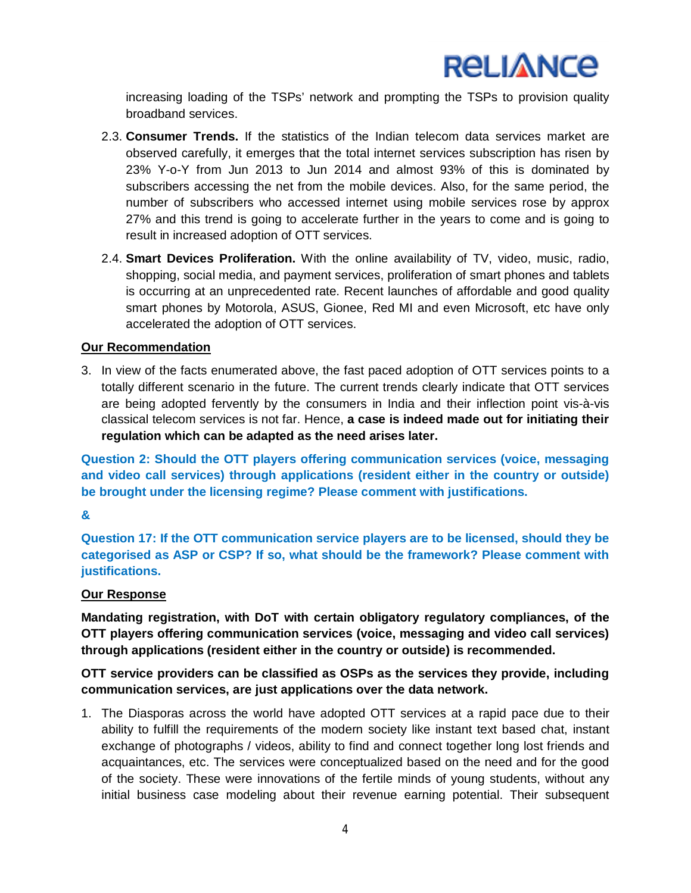increasing loading of the TSPs' network and prompting the TSPs to provision quality broadband services.

2.3. **Consumer Trends.** If the statistics of the Indian telecom data services market are observed carefully, it emerges that the total internet services subscription has risen by 23% Y-o-Y from Jun 2013 to Jun 2014 and almost 93% of this is dominated by subscribers accessing the net from the mobile devices. Also, for the same period, the number of subscribers who accessed internet using mobile services rose by approx 27% and this trend is going to accelerate further in the years to come and is going to result in increased adoption of OTT services.

2.4. **Smart Devices Proliferation.** With the online availability of TV, video, music, radio, shopping, social media, and payment services, proliferation of smart phones and tablets is occurring at an unprecedented rate. Recent launches of affordable and good quality smart phones by Motorola, ASUS, Gionee, Red MI and even Microsoft, etc have only accelerated the adoption of OTT services.

**<u>Our Recommendation</u>**

3. In view of the facts enumerated above, the fast paced adoption of OTT services points to a totally different scenario in the future. The current trends clearly indicate that OTT services are being adopted fervently by the consumers in India and their inflection point vis-à-vis classical telecom services is not far. Hence, **a case is indeed made out for initiating their regulation which can be adapted as the need arises later.**

**Question 2: Should the OTT players offering communication services (voice, messaging and video call services) through applications (resident either in the country or outside) be brought under the licensing regime? Please comment with justifications.**

**&**

**Question 17: If the OTT communication service players are to be licensed, should they be categorised as ASP or CSP? If so, what should be the framework? Please comment with justifications.**

**<u>Our Response</u>**

**Mandating registration, with DoT with certain obligatory regulatory compliances, of the OTT players offering communication services (voice, messaging and video call services) through applications (resident either in the country or outside) is recommended.**

**OTT service providers can be classified as OSPs as the services they provide, including communication services, are just applications over the data network.**

1. The Diasporas across the world have adopted OTT services at a rapid pace due to their ability to fulfill the requirements of the modern society like instant text based chat, instant exchange of photographs / videos, ability to find and connect together long lost friends and acquaintances, etc. The services were conceptualized based on the need and for the good of the society. These were innovations of the fertile minds of young students, without any initial business case modeling about their revenue earning potential. Their subsequent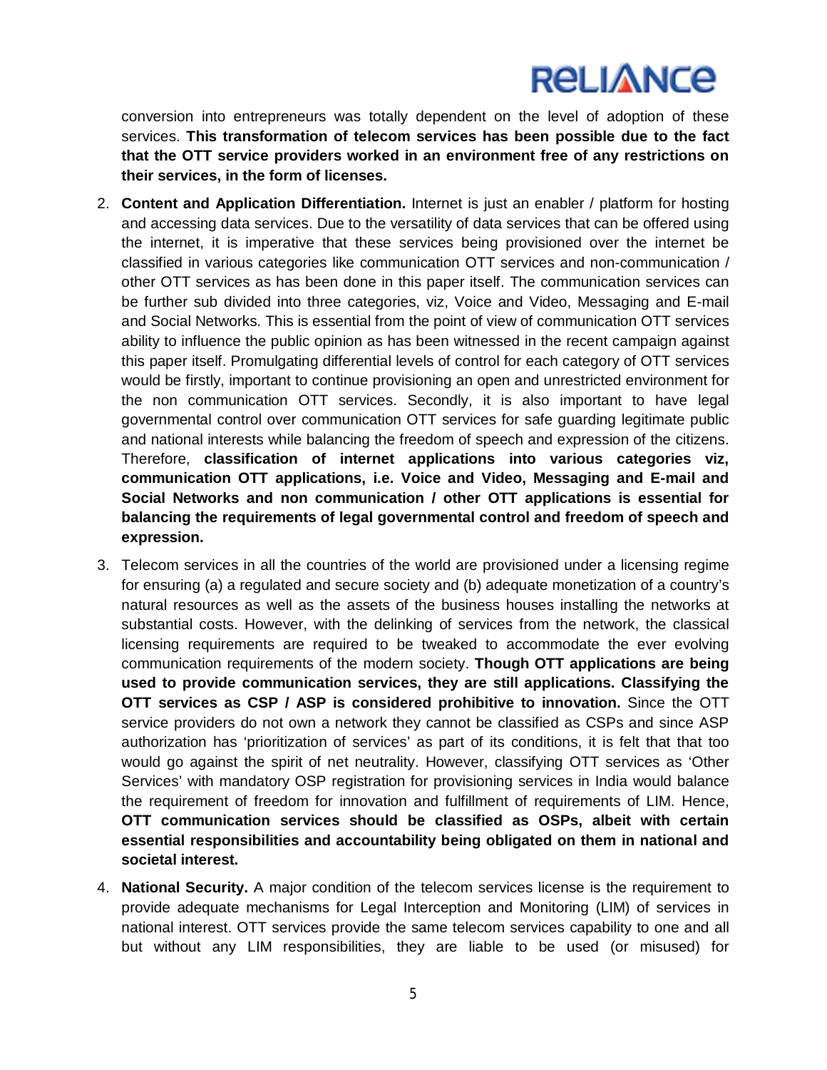conversion into entrepreneurs was totally dependent on the level of adoption of these services. **This transformation of telecom services has been possible due to the fact that the OTT service providers worked in an environment free of any restrictions on their services, in the form of licenses.**

2. **Content and Application Differentiation.** Internet is just an enabler / platform for hosting and accessing data services. Due to the versatility of data services that can be offered using the internet, it is imperative that these services being provisioned over the internet be classified in various categories like communication OTT services and non-communication / other OTT services as has been done in this paper itself. The communication services can be further sub divided into three categories, viz, Voice and Video, Messaging and E-mail and Social Networks. This is essential from the point of view of communication OTT services ability to influence the public opinion as has been witnessed in the recent campaign against this paper itself. Promulgating differential levels of control for each category of OTT services would be firstly, important to continue provisioning an open and unrestricted environment for the non communication OTT services. Secondly, it is also important to have legal governmental control over communication OTT services for safe guarding legitimate public and national interests while balancing the freedom of speech and expression of the citizens. Therefore, **classification of internet applications into various categories viz, communication OTT applications, i.e. Voice and Video, Messaging and E-mail and Social Networks and non communication / other OTT applications is essential for balancing the requirements of legal governmental control and freedom of speech and expression.**

3. Telecom services in all the countries of the world are provisioned under a licensing regime for ensuring (a) a regulated and secure society and (b) adequate monetization of a country's natural resources as well as the assets of the business houses installing the networks at substantial costs. However, with the delinking of services from the network, the classical licensing requirements are required to be tweaked to accommodate the ever evolving communication requirements of the modern society. **Though OTT applications are being used to provide communication services, they are still applications. Classifying the OTT services as CSP / ASP is considered prohibitive to innovation.** Since the OTT service providers do not own a network they cannot be classified as CSPs and since ASP authorization has 'prioritization of services' as part of its conditions, it is felt that that too would go against the spirit of net neutrality. However, classifying OTT services as 'Other Services' with mandatory OSP registration for provisioning services in India would balance the requirement of freedom for innovation and fulfillment of requirements of LIM. Hence, **OTT communication services should be classified as OSPs, albeit with certain essential responsibilities and accountability being obligated on them in national and societal interest.**

4. **National Security.** A major condition of the telecom services license is the requirement to provide adequate mechanisms for Legal Interception and Monitoring (LIM) of services in national interest. OTT services provide the same telecom services capability to one and all but without any LIM responsibilities, they are liable to be used (or misused) for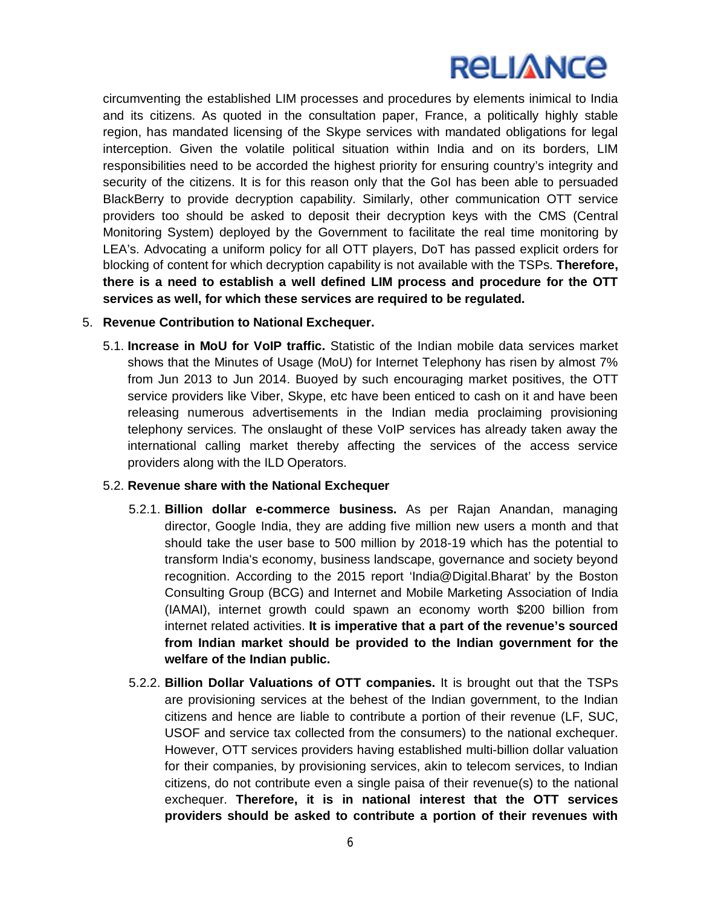circumventing the established LIM processes and procedures by elements inimical to India and its citizens. As quoted in the consultation paper, France, a politically highly stable region, has mandated licensing of the Skype services with mandated obligations for legal interception. Given the volatile political situation within India and on its borders, LIM responsibilities need to be accorded the highest priority for ensuring country's integrity and security of the citizens. It is for this reason only that the GoI has been able to persuaded BlackBerry to provide decryption capability. Similarly, other communication OTT service providers too should be asked to deposit their decryption keys with the CMS (Central Monitoring System) deployed by the Government to facilitate the real time monitoring by LEA's. Advocating a uniform policy for all OTT players, DoT has passed explicit orders for blocking of content for which decryption capability is not available with the TSPs. **Therefore, there is a need to establish a well defined LIM process and procedure for the OTT services as well, for which these services are required to be regulated.**

5. **Revenue Contribution to National Exchequer.**

   5.1. **Increase in MoU for VoIP traffic.** Statistic of the Indian mobile data services market shows that the Minutes of Usage (MoU) for Internet Telephony has risen by almost 7% from Jun 2013 to Jun 2014. Buoyed by such encouraging market positives, the OTT service providers like Viber, Skype, etc have been enticed to cash on it and have been releasing numerous advertisements in the Indian media proclaiming provisioning telephony services. The onslaught of these VoIP services has already taken away the international calling market thereby affecting the services of the access service providers along with the ILD Operators.

   5.2. **Revenue share with the National Exchequer**

      5.2.1. **Billion dollar e-commerce business.** As per Rajan Anandan, managing director, Google India, they are adding five million new users a month and that should take the user base to 500 million by 2018-19 which has the potential to transform India's economy, business landscape, governance and society beyond recognition. According to the 2015 report 'India@Digital.Bharat' by the Boston Consulting Group (BCG) and Internet and Mobile Marketing Association of India (IAMAI), internet growth could spawn an economy worth $200 billion from internet related activities. **It is imperative that a part of the revenue's sourced from Indian market should be provided to the Indian government for the welfare of the Indian public.**

      5.2.2. **Billion Dollar Valuations of OTT companies.** It is brought out that the TSPs are provisioning services at the behest of the Indian government, to the Indian citizens and hence are liable to contribute a portion of their revenue (LF, SUC, USOF and service tax collected from the consumers) to the national exchequer. However, OTT services providers having established multi-billion dollar valuation for their companies, by provisioning services, akin to telecom services, to Indian citizens, do not contribute even a single paisa of their revenue(s) to the national exchequer. **Therefore, it is in national interest that the OTT services providers should be asked to contribute a portion of their revenues with**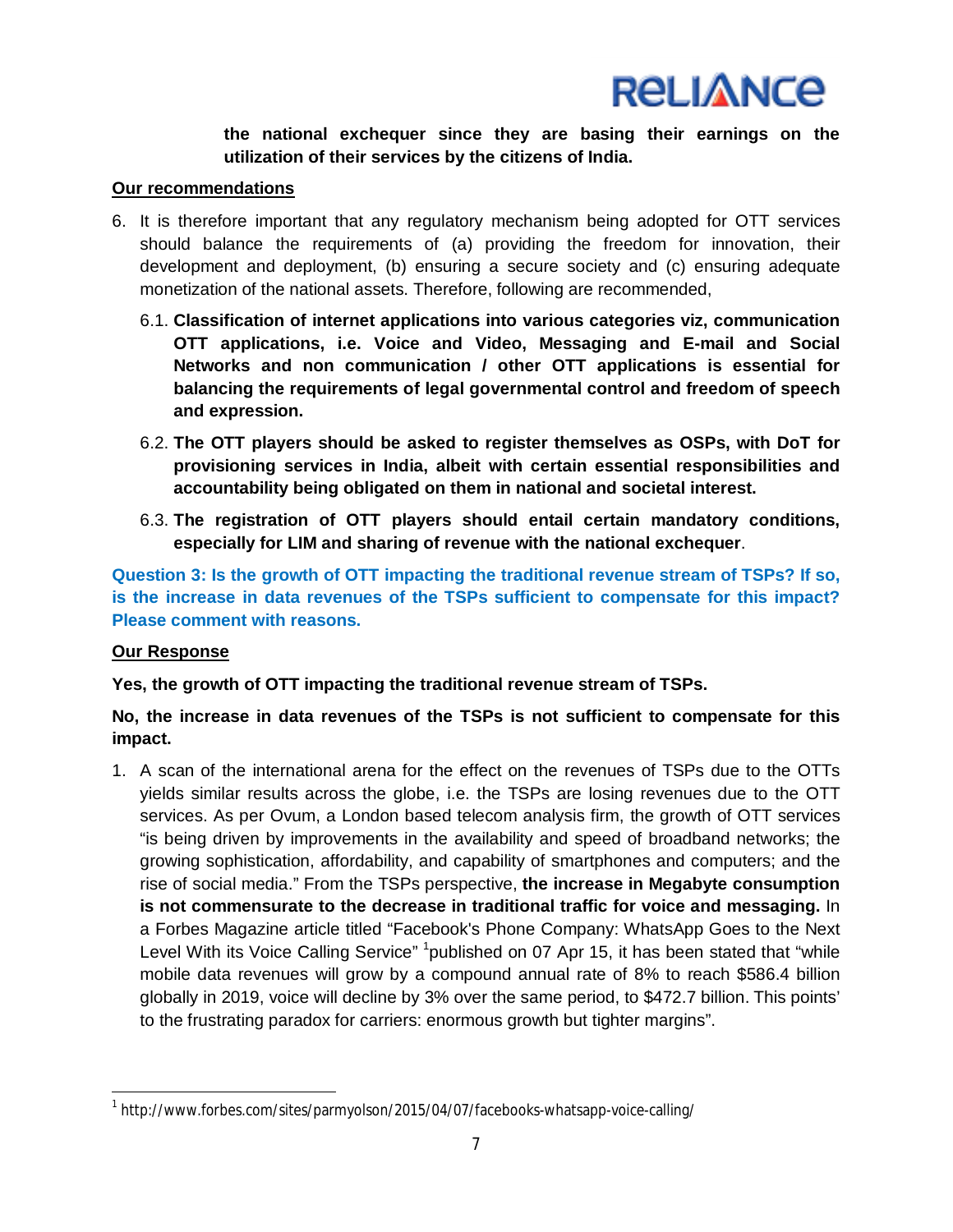**the national exchequer since they are basing their earnings on the utilization of their services by the citizens of India.**

**Our recommendations**

6. It is therefore important that any regulatory mechanism being adopted for OTT services should balance the requirements of (a) providing the freedom for innovation, their development and deployment, (b) ensuring a secure society and (c) ensuring adequate monetization of the national assets. Therefore, following are recommended,

   6.1. **Classification of internet applications into various categories viz, communication OTT applications, i.e. Voice and Video, Messaging and E-mail and Social Networks and non communication / other OTT applications is essential for balancing the requirements of legal governmental control and freedom of speech and expression.**

   6.2. **The OTT players should be asked to register themselves as OSPs, with DoT for provisioning services in India, albeit with certain essential responsibilities and accountability being obligated on them in national and societal interest.**

   6.3. **The registration of OTT players should entail certain mandatory conditions, especially for LIM and sharing of revenue with the national exchequer**.

**Question 3: Is the growth of OTT impacting the traditional revenue stream of TSPs? If so, is the increase in data revenues of the TSPs sufficient to compensate for this impact? Please comment with reasons.**

**Our Response**

**Yes, the growth of OTT impacting the traditional revenue stream of TSPs.**

**No, the increase in data revenues of the TSPs is not sufficient to compensate for this impact.**

1. A scan of the international arena for the effect on the revenues of TSPs due to the OTTs yields similar results across the globe, i.e. the TSPs are losing revenues due to the OTT services. As per Ovum, a London based telecom analysis firm, the growth of OTT services "is being driven by improvements in the availability and speed of broadband networks; the growing sophistication, affordability, and capability of smartphones and computers; and the rise of social media." From the TSPs perspective, **the increase in Megabyte consumption is not commensurate to the decrease in traditional traffic for voice and messaging.** In a Forbes Magazine article titled "Facebook's Phone Company: WhatsApp Goes to the Next Level With its Voice Calling Service" [1]published on 07 Apr 15, it has been stated that "while mobile data revenues will grow by a compound annual rate of 8% to reach $586.4 billion globally in 2019, voice will decline by 3% over the same period, to $472.7 billion. This points' to the frustrating paradox for carriers: enormous growth but tighter margins".

---

[1] http://www.forbes.com/sites/parmyolson/2015/04/07/facebooks-whatsapp-voice-calling/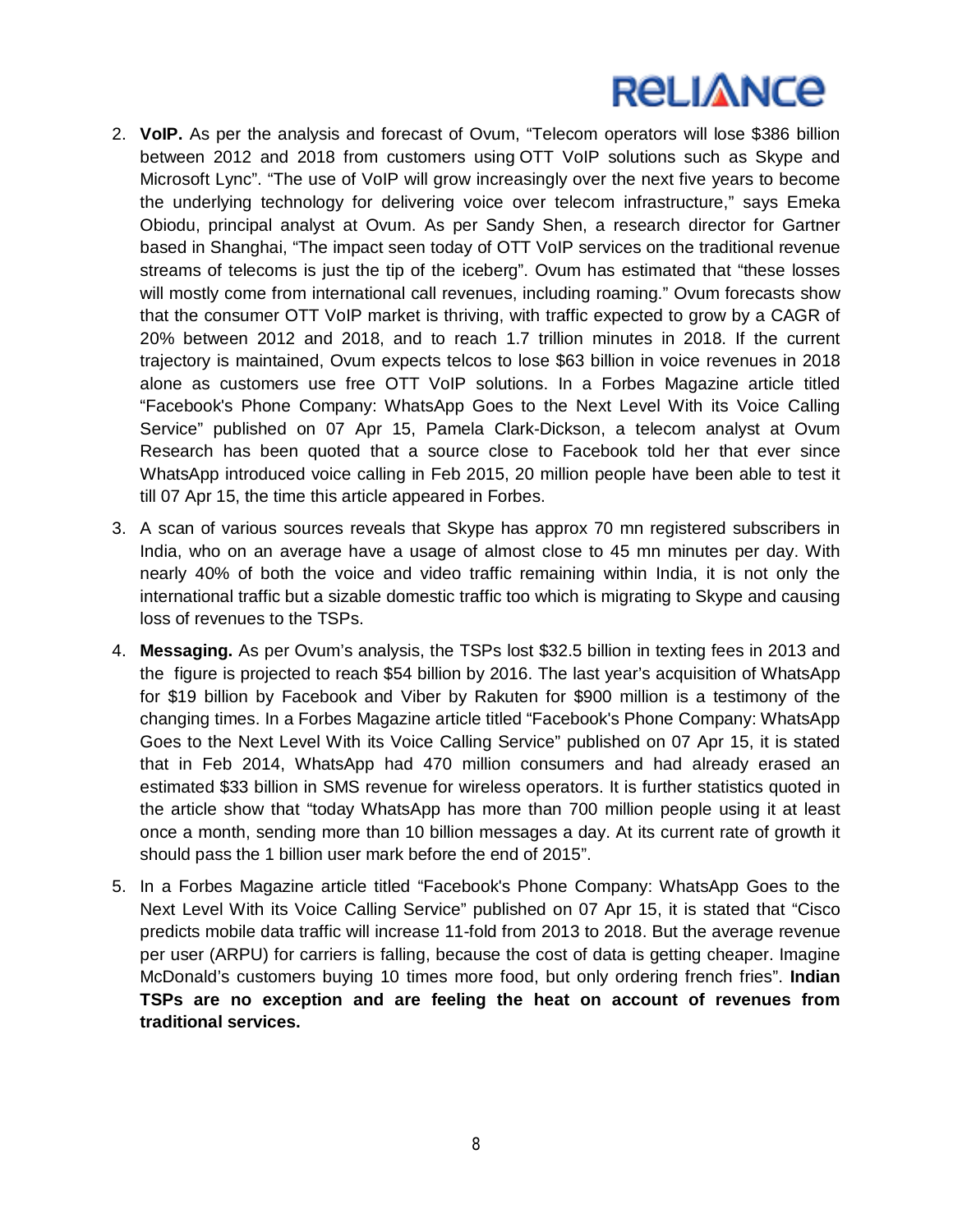2. **VoIP.** As per the analysis and forecast of Ovum, "Telecom operators will lose $386 billion between 2012 and 2018 from customers using OTT VoIP solutions such as Skype and Microsoft Lync". "The use of VoIP will grow increasingly over the next five years to become the underlying technology for delivering voice over telecom infrastructure," says Emeka Obiodu, principal analyst at Ovum. As per Sandy Shen, a research director for Gartner based in Shanghai, "The impact seen today of OTT VoIP services on the traditional revenue streams of telecoms is just the tip of the iceberg". Ovum has estimated that "these losses will mostly come from international call revenues, including roaming." Ovum forecasts show that the consumer OTT VoIP market is thriving, with traffic expected to grow by a CAGR of 20% between 2012 and 2018, and to reach 1.7 trillion minutes in 2018. If the current trajectory is maintained, Ovum expects telcos to lose $63 billion in voice revenues in 2018 alone as customers use free OTT VoIP solutions. In a Forbes Magazine article titled "Facebook's Phone Company: WhatsApp Goes to the Next Level With its Voice Calling Service" published on 07 Apr 15, Pamela Clark-Dickson, a telecom analyst at Ovum Research has been quoted that a source close to Facebook told her that ever since WhatsApp introduced voice calling in Feb 2015, 20 million people have been able to test it till 07 Apr 15, the time this article appeared in Forbes.

3. A scan of various sources reveals that Skype has approx 70 mn registered subscribers in India, who on an average have a usage of almost close to 45 mn minutes per day. With nearly 40% of both the voice and video traffic remaining within India, it is not only the international traffic but a sizable domestic traffic too which is migrating to Skype and causing loss of revenues to the TSPs.

4. **Messaging.** As per Ovum's analysis, the TSPs lost $32.5 billion in texting fees in 2013 and the figure is projected to reach $54 billion by 2016. The last year's acquisition of WhatsApp for $19 billion by Facebook and Viber by Rakuten for $900 million is a testimony of the changing times. In a Forbes Magazine article titled "Facebook's Phone Company: WhatsApp Goes to the Next Level With its Voice Calling Service" published on 07 Apr 15, it is stated that in Feb 2014, WhatsApp had 470 million consumers and had already erased an estimated $33 billion in SMS revenue for wireless operators. It is further statistics quoted in the article show that "today WhatsApp has more than 700 million people using it at least once a month, sending more than 10 billion messages a day. At its current rate of growth it should pass the 1 billion user mark before the end of 2015".

5. In a Forbes Magazine article titled "Facebook's Phone Company: WhatsApp Goes to the Next Level With its Voice Calling Service" published on 07 Apr 15, it is stated that "Cisco predicts mobile data traffic will increase 11-fold from 2013 to 2018. But the average revenue per user (ARPU) for carriers is falling, because the cost of data is getting cheaper. Imagine McDonald's customers buying 10 times more food, but only ordering french fries". **Indian TSPs are no exception and are feeling the heat on account of revenues from traditional services.**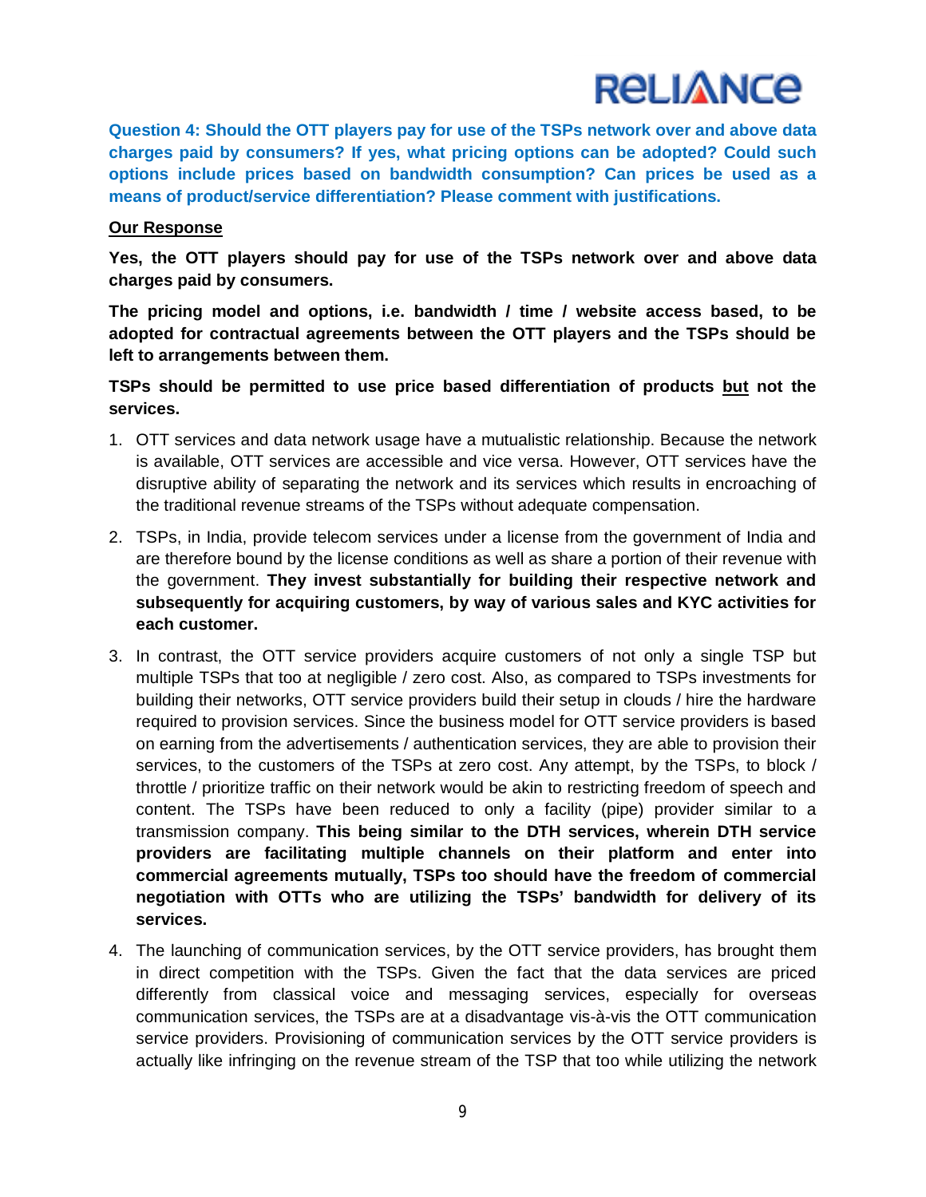**Question 4: Should the OTT players pay for use of the TSPs network over and above data charges paid by consumers? If yes, what pricing options can be adopted? Could such options include prices based on bandwidth consumption? Can prices be used as a means of product/service differentiation? Please comment with justifications.**

**Our Response**

**Yes, the OTT players should pay for use of the TSPs network over and above data charges paid by consumers.**

**The pricing model and options, i.e. bandwidth / time / website access based, to be adopted for contractual agreements between the OTT players and the TSPs should be left to arrangements between them.**

**TSPs should be permitted to use price based differentiation of products but not the services.**

1. OTT services and data network usage have a mutualistic relationship. Because the network is available, OTT services are accessible and vice versa. However, OTT services have the disruptive ability of separating the network and its services which results in encroaching of the traditional revenue streams of the TSPs without adequate compensation.
2. TSPs, in India, provide telecom services under a license from the government of India and are therefore bound by the license conditions as well as share a portion of their revenue with the government. **They invest substantially for building their respective network and subsequently for acquiring customers, by way of various sales and KYC activities for each customer.**
3. In contrast, the OTT service providers acquire customers of not only a single TSP but multiple TSPs that too at negligible / zero cost. Also, as compared to TSPs investments for building their networks, OTT service providers build their setup in clouds / hire the hardware required to provision services. Since the business model for OTT service providers is based on earning from the advertisements / authentication services, they are able to provision their services, to the customers of the TSPs at zero cost. Any attempt, by the TSPs, to block / throttle / prioritize traffic on their network would be akin to restricting freedom of speech and content. The TSPs have been reduced to only a facility (pipe) provider similar to a transmission company. **This being similar to the DTH services, wherein DTH service providers are facilitating multiple channels on their platform and enter into commercial agreements mutually, TSPs too should have the freedom of commercial negotiation with OTTs who are utilizing the TSPs' bandwidth for delivery of its services.**
4. The launching of communication services, by the OTT service providers, has brought them in direct competition with the TSPs. Given the fact that the data services are priced differently from classical voice and messaging services, especially for overseas communication services, the TSPs are at a disadvantage vis-à-vis the OTT communication service providers. Provisioning of communication services by the OTT service providers is actually like infringing on the revenue stream of the TSP that too while utilizing the network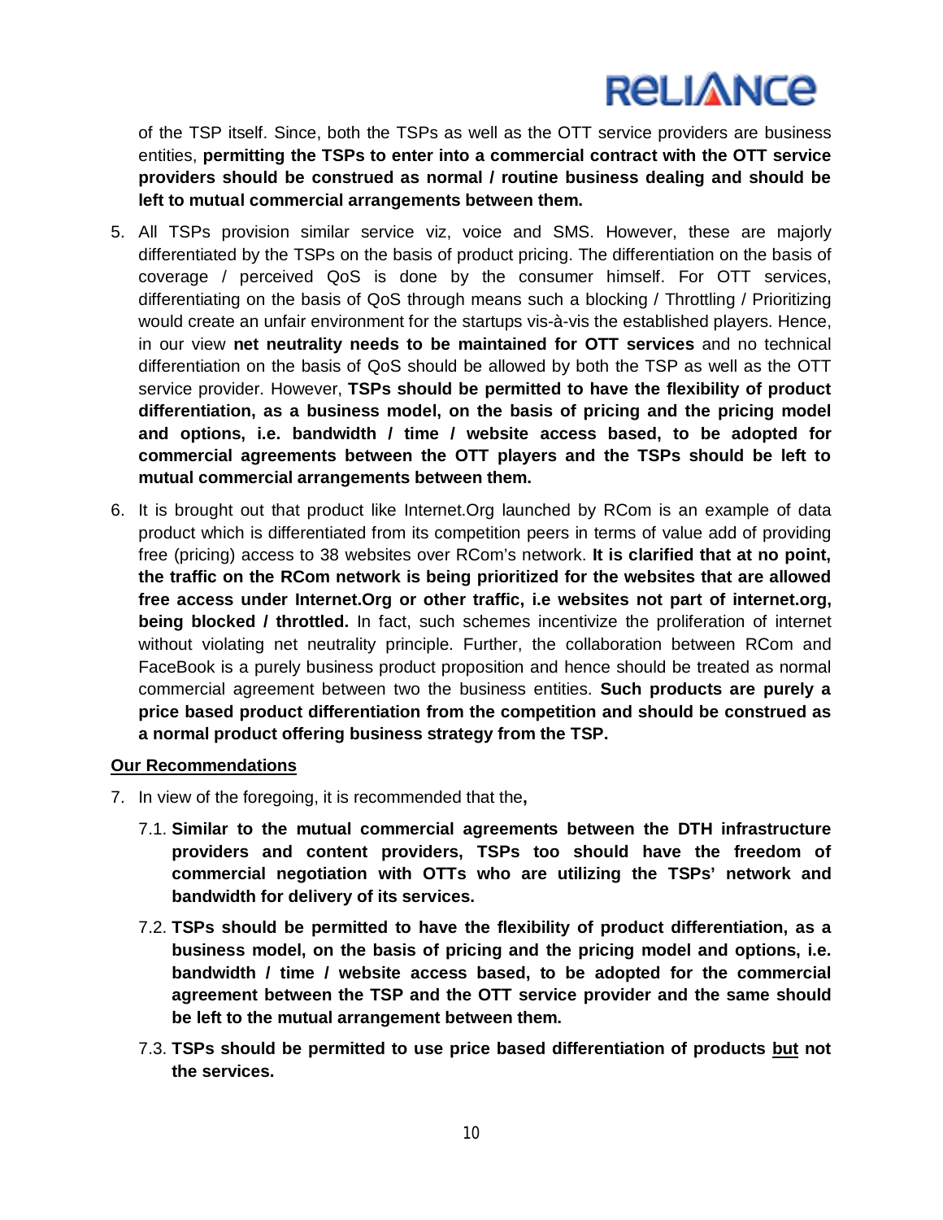of the TSP itself. Since, both the TSPs as well as the OTT service providers are business entities, **permitting the TSPs to enter into a commercial contract with the OTT service providers should be construed as normal / routine business dealing and should be left to mutual commercial arrangements between them.**

5. All TSPs provision similar service viz, voice and SMS. However, these are majorly differentiated by the TSPs on the basis of product pricing. The differentiation on the basis of coverage / perceived QoS is done by the consumer himself. For OTT services, differentiating on the basis of QoS through means such a blocking / Throttling / Prioritizing would create an unfair environment for the startups vis-à-vis the established players. Hence, in our view **net neutrality needs to be maintained for OTT services** and no technical differentiation on the basis of QoS should be allowed by both the TSP as well as the OTT service provider. However, **TSPs should be permitted to have the flexibility of product differentiation, as a business model, on the basis of pricing and the pricing model and options, i.e. bandwidth / time / website access based, to be adopted for commercial agreements between the OTT players and the TSPs should be left to mutual commercial arrangements between them.**

6. It is brought out that product like Internet.Org launched by RCom is an example of data product which is differentiated from its competition peers in terms of value add of providing free (pricing) access to 38 websites over RCom's network. **It is clarified that at no point, the traffic on the RCom network is being prioritized for the websites that are allowed free access under Internet.Org or other traffic, i.e websites not part of internet.org, being blocked / throttled.** In fact, such schemes incentivize the proliferation of internet without violating net neutrality principle. Further, the collaboration between RCom and FaceBook is a purely business product proposition and hence should be treated as normal commercial agreement between two the business entities. **Such products are purely a price based product differentiation from the competition and should be construed as a normal product offering business strategy from the TSP.**

**<u>Our Recommendations</u>**

7. In view of the foregoing, it is recommended that the**,**

   7.1. **Similar to the mutual commercial agreements between the DTH infrastructure providers and content providers, TSPs too should have the freedom of commercial negotiation with OTTs who are utilizing the TSPs' network and bandwidth for delivery of its services.**

   7.2. **TSPs should be permitted to have the flexibility of product differentiation, as a business model, on the basis of pricing and the pricing model and options, i.e. bandwidth / time / website access based, to be adopted for the commercial agreement between the TSP and the OTT service provider and the same should be left to the mutual arrangement between them.**

   7.3. **TSPs should be permitted to use price based differentiation of products <u>but</u> not the services.**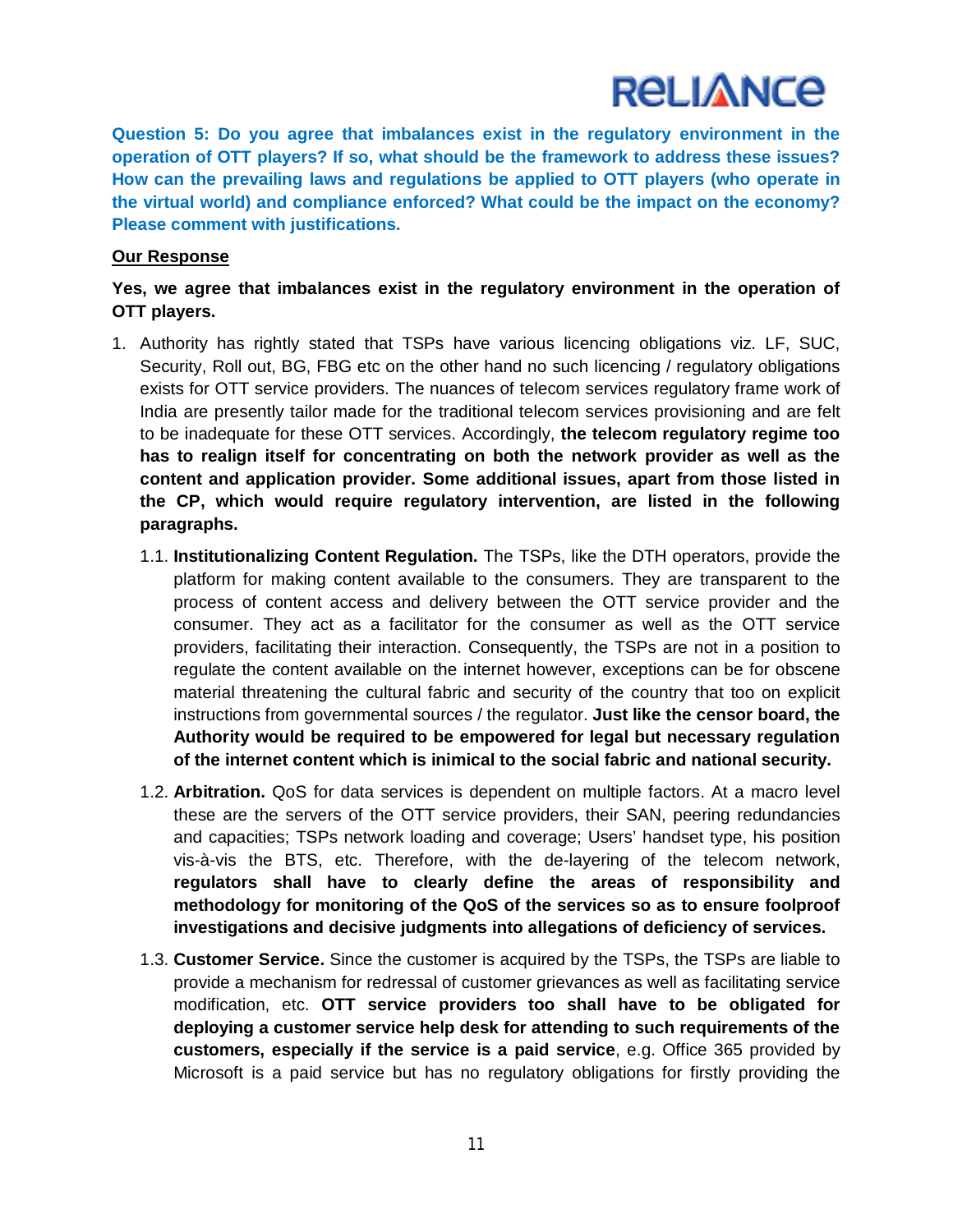**Question 5: Do you agree that imbalances exist in the regulatory environment in the operation of OTT players? If so, what should be the framework to address these issues? How can the prevailing laws and regulations be applied to OTT players (who operate in the virtual world) and compliance enforced? What could be the impact on the economy? Please comment with justifications.**

**Our Response**

**Yes, we agree that imbalances exist in the regulatory environment in the operation of OTT players.**

1. Authority has rightly stated that TSPs have various licencing obligations viz. LF, SUC, Security, Roll out, BG, FBG etc on the other hand no such licencing / regulatory obligations exists for OTT service providers. The nuances of telecom services regulatory frame work of India are presently tailor made for the traditional telecom services provisioning and are felt to be inadequate for these OTT services. Accordingly, **the telecom regulatory regime too has to realign itself for concentrating on both the network provider as well as the content and application provider. Some additional issues, apart from those listed in the CP, which would require regulatory intervention, are listed in the following paragraphs.**

   1.1. **Institutionalizing Content Regulation.** The TSPs, like the DTH operators, provide the platform for making content available to the consumers. They are transparent to the process of content access and delivery between the OTT service provider and the consumer. They act as a facilitator for the consumer as well as the OTT service providers, facilitating their interaction. Consequently, the TSPs are not in a position to regulate the content available on the internet however, exceptions can be for obscene material threatening the cultural fabric and security of the country that too on explicit instructions from governmental sources / the regulator. **Just like the censor board, the Authority would be required to be empowered for legal but necessary regulation of the internet content which is inimical to the social fabric and national security.**

   1.2. **Arbitration.** QoS for data services is dependent on multiple factors. At a macro level these are the servers of the OTT service providers, their SAN, peering redundancies and capacities; TSPs network loading and coverage; Users' handset type, his position vis-à-vis the BTS, etc. Therefore, with the de-layering of the telecom network, **regulators shall have to clearly define the areas of responsibility and methodology for monitoring of the QoS of the services so as to ensure foolproof investigations and decisive judgments into allegations of deficiency of services.**

   1.3. **Customer Service.** Since the customer is acquired by the TSPs, the TSPs are liable to provide a mechanism for redressal of customer grievances as well as facilitating service modification, etc. **OTT service providers too shall have to be obligated for deploying a customer service help desk for attending to such requirements of the customers, especially if the service is a paid service**, e.g. Office 365 provided by Microsoft is a paid service but has no regulatory obligations for firstly providing the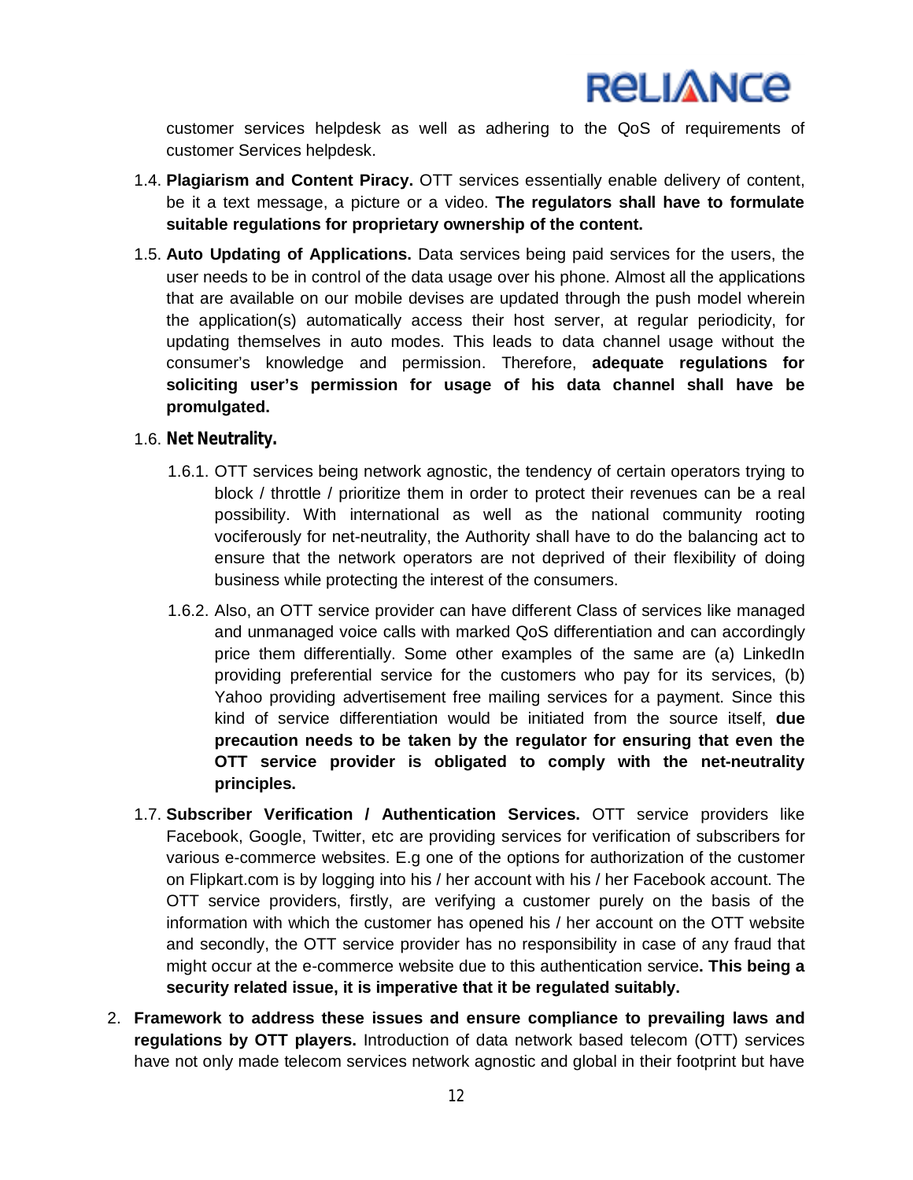customer services helpdesk as well as adhering to the QoS of requirements of customer Services helpdesk.

1.4. **Plagiarism and Content Piracy.** OTT services essentially enable delivery of content, be it a text message, a picture or a video. **The regulators shall have to formulate suitable regulations for proprietary ownership of the content.**

1.5. **Auto Updating of Applications.** Data services being paid services for the users, the user needs to be in control of the data usage over his phone. Almost all the applications that are available on our mobile devises are updated through the push model wherein the application(s) automatically access their host server, at regular periodicity, for updating themselves in auto modes. This leads to data channel usage without the consumer's knowledge and permission. Therefore, **adequate regulations for soliciting user's permission for usage of his data channel shall have be promulgated.**

1.6. **Net Neutrality.**

1.6.1. OTT services being network agnostic, the tendency of certain operators trying to block / throttle / prioritize them in order to protect their revenues can be a real possibility. With international as well as the national community rooting vociferously for net-neutrality, the Authority shall have to do the balancing act to ensure that the network operators are not deprived of their flexibility of doing business while protecting the interest of the consumers.

1.6.2. Also, an OTT service provider can have different Class of services like managed and unmanaged voice calls with marked QoS differentiation and can accordingly price them differentially. Some other examples of the same are (a) LinkedIn providing preferential service for the customers who pay for its services, (b) Yahoo providing advertisement free mailing services for a payment. Since this kind of service differentiation would be initiated from the source itself, **due precaution needs to be taken by the regulator for ensuring that even the OTT service provider is obligated to comply with the net-neutrality principles.**

1.7. **Subscriber Verification / Authentication Services.** OTT service providers like Facebook, Google, Twitter, etc are providing services for verification of subscribers for various e-commerce websites. E.g one of the options for authorization of the customer on Flipkart.com is by logging into his / her account with his / her Facebook account. The OTT service providers, firstly, are verifying a customer purely on the basis of the information with which the customer has opened his / her account on the OTT website and secondly, the OTT service provider has no responsibility in case of any fraud that might occur at the e-commerce website due to this authentication service**. This being a security related issue, it is imperative that it be regulated suitably.**

2. **Framework to address these issues and ensure compliance to prevailing laws and regulations by OTT players.** Introduction of data network based telecom (OTT) services have not only made telecom services network agnostic and global in their footprint but have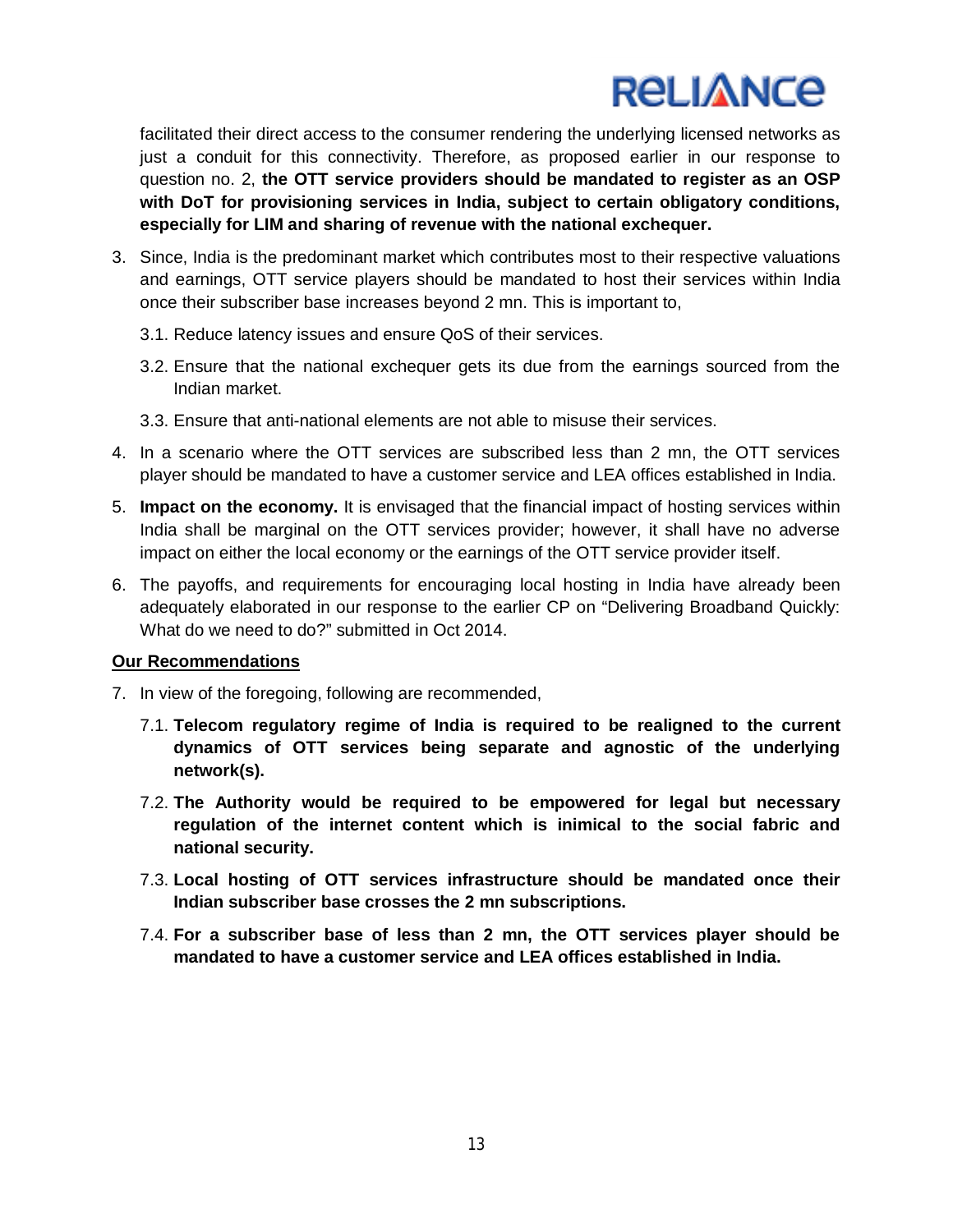facilitated their direct access to the consumer rendering the underlying licensed networks as just a conduit for this connectivity. Therefore, as proposed earlier in our response to question no. 2, **the OTT service providers should be mandated to register as an OSP with DoT for provisioning services in India, subject to certain obligatory conditions, especially for LIM and sharing of revenue with the national exchequer.**

3. Since, India is the predominant market which contributes most to their respective valuations and earnings, OTT service players should be mandated to host their services within India once their subscriber base increases beyond 2 mn. This is important to,
   3.1. Reduce latency issues and ensure QoS of their services.
   3.2. Ensure that the national exchequer gets its due from the earnings sourced from the Indian market.
   3.3. Ensure that anti-national elements are not able to misuse their services.
4. In a scenario where the OTT services are subscribed less than 2 mn, the OTT services player should be mandated to have a customer service and LEA offices established in India.
5. **Impact on the economy.** It is envisaged that the financial impact of hosting services within India shall be marginal on the OTT services provider; however, it shall have no adverse impact on either the local economy or the earnings of the OTT service provider itself.
6. The payoffs, and requirements for encouraging local hosting in India have already been adequately elaborated in our response to the earlier CP on "Delivering Broadband Quickly: What do we need to do?" submitted in Oct 2014.

**Our Recommendations**

7. In view of the foregoing, following are recommended,
   7.1. **Telecom regulatory regime of India is required to be realigned to the current dynamics of OTT services being separate and agnostic of the underlying network(s).**
   7.2. **The Authority would be required to be empowered for legal but necessary regulation of the internet content which is inimical to the social fabric and national security.**
   7.3. **Local hosting of OTT services infrastructure should be mandated once their Indian subscriber base crosses the 2 mn subscriptions.**
   7.4. **For a subscriber base of less than 2 mn, the OTT services player should be mandated to have a customer service and LEA offices established in India.**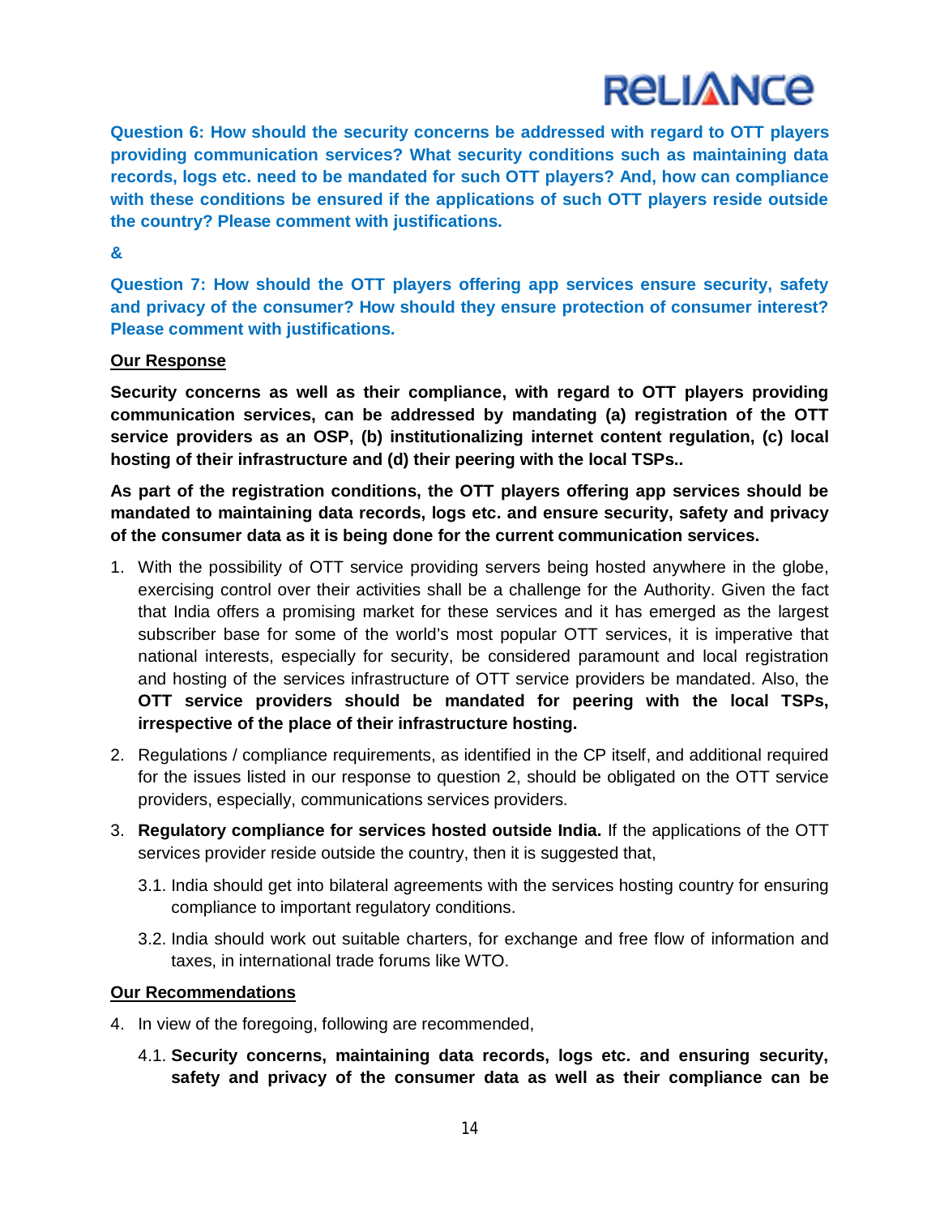**Question 6: How should the security concerns be addressed with regard to OTT players providing communication services? What security conditions such as maintaining data records, logs etc. need to be mandated for such OTT players? And, how can compliance with these conditions be ensured if the applications of such OTT players reside outside the country? Please comment with justifications.**

**&**

**Question 7: How should the OTT players offering app services ensure security, safety and privacy of the consumer? How should they ensure protection of consumer interest? Please comment with justifications.**

**<u>Our Response</u>**

**Security concerns as well as their compliance, with regard to OTT players providing communication services, can be addressed by mandating (a) registration of the OTT service providers as an OSP, (b) institutionalizing internet content regulation, (c) local hosting of their infrastructure and (d) their peering with the local TSPs..**

**As part of the registration conditions, the OTT players offering app services should be mandated to maintaining data records, logs etc. and ensure security, safety and privacy of the consumer data as it is being done for the current communication services.**

1. With the possibility of OTT service providing servers being hosted anywhere in the globe, exercising control over their activities shall be a challenge for the Authority. Given the fact that India offers a promising market for these services and it has emerged as the largest subscriber base for some of the world's most popular OTT services, it is imperative that national interests, especially for security, be considered paramount and local registration and hosting of the services infrastructure of OTT service providers be mandated. Also, the **OTT service providers should be mandated for peering with the local TSPs, irrespective of the place of their infrastructure hosting.**
2. Regulations / compliance requirements, as identified in the CP itself, and additional required for the issues listed in our response to question 2, should be obligated on the OTT service providers, especially, communications services providers.
3. **Regulatory compliance for services hosted outside India.** If the applications of the OTT services provider reside outside the country, then it is suggested that,
   - 3.1. India should get into bilateral agreements with the services hosting country for ensuring compliance to important regulatory conditions.
   - 3.2. India should work out suitable charters, for exchange and free flow of information and taxes, in international trade forums like WTO.

**<u>Our Recommendations</u>**

4. In view of the foregoing, following are recommended,
   - 4.1. **Security concerns, maintaining data records, logs etc. and ensuring security, safety and privacy of the consumer data as well as their compliance can be**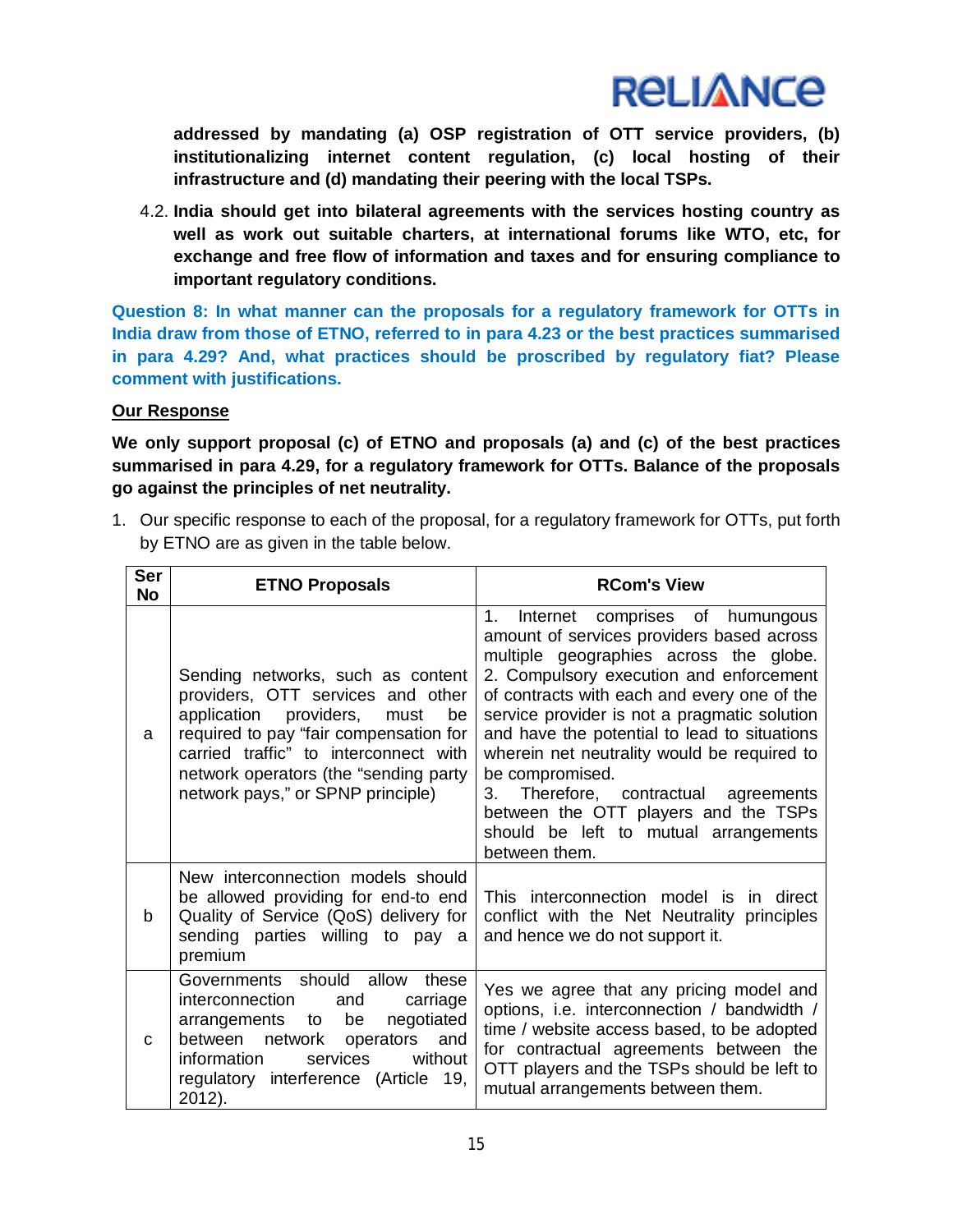**addressed by mandating (a) OSP registration of OTT service providers, (b) institutionalizing internet content regulation, (c) local hosting of their infrastructure and (d) mandating their peering with the local TSPs.**

4.2. **India should get into bilateral agreements with the services hosting country as well as work out suitable charters, at international forums like WTO, etc, for exchange and free flow of information and taxes and for ensuring compliance to important regulatory conditions.**

**Question 8: In what manner can the proposals for a regulatory framework for OTTs in India draw from those of ETNO, referred to in para 4.23 or the best practices summarised in para 4.29? And, what practices should be proscribed by regulatory fiat? Please comment with justifications.**

**<u>Our Response</u>**

**We only support proposal (c) of ETNO and proposals (a) and (c) of the best practices summarised in para 4.29, for a regulatory framework for OTTs. Balance of the proposals go against the principles of net neutrality.**

1. Our specific response to each of the proposal, for a regulatory framework for OTTs, put forth by ETNO are as given in the table below.

| Ser No | ETNO Proposals | RCom's View |
|---|---|---|
| a | Sending networks, such as content providers, OTT services and other application providers, must be required to pay "fair compensation for carried traffic" to interconnect with network operators (the "sending party network pays," or SPNP principle) | 1. Internet comprises of humungous amount of services providers based across multiple geographies across the globe. 2. Compulsory execution and enforcement of contracts with each and every one of the service provider is not a pragmatic solution and have the potential to lead to situations wherein net neutrality would be required to be compromised. 3. Therefore, contractual agreements between the OTT players and the TSPs should be left to mutual arrangements between them. |
| b | New interconnection models should be allowed providing for end-to end Quality of Service (QoS) delivery for sending parties willing to pay a premium | This interconnection model is in direct conflict with the Net Neutrality principles and hence we do not support it. |
| c | Governments should allow these interconnection and carriage arrangements to be negotiated between network operators and information services without regulatory interference (Article 19, 2012). | Yes we agree that any pricing model and options, i.e. interconnection / bandwidth / time / website access based, to be adopted for contractual agreements between the OTT players and the TSPs should be left to mutual arrangements between them. |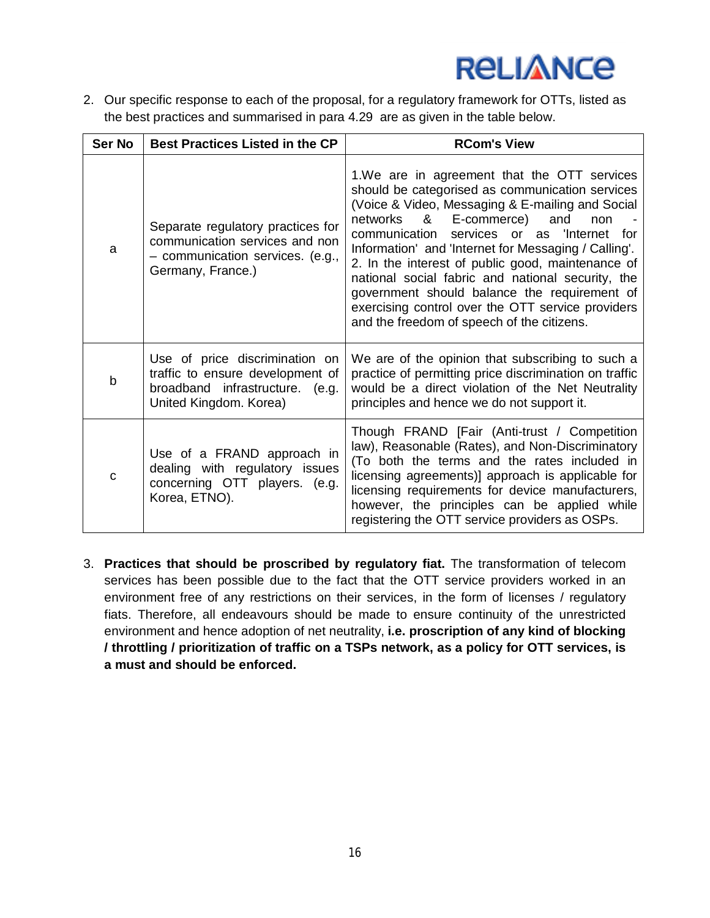2. Our specific response to each of the proposal, for a regulatory framework for OTTs, listed as the best practices and summarised in para 4.29 are as given in the table below.

| Ser No | Best Practices Listed in the CP | RCom's View |
|---|---|---|
| a | Separate regulatory practices for communication services and non – communication services. (e.g., Germany, France.) | 1.We are in agreement that the OTT services should be categorised as communication services (Voice & Video, Messaging & E-mailing and Social networks & E-commerce) and non - communication services or as 'Internet for Information' and 'Internet for Messaging / Calling'.<br>2. In the interest of public good, maintenance of national social fabric and national security, the government should balance the requirement of exercising control over the OTT service providers and the freedom of speech of the citizens. |
| b | Use of price discrimination on traffic to ensure development of broadband infrastructure. (e.g. United Kingdom. Korea) | We are of the opinion that subscribing to such a practice of permitting price discrimination on traffic would be a direct violation of the Net Neutrality principles and hence we do not support it. |
| c | Use of a FRAND approach in dealing with regulatory issues concerning OTT players. (e.g. Korea, ETNO). | Though FRAND [Fair (Anti-trust / Competition law), Reasonable (Rates), and Non-Discriminatory (To both the terms and the rates included in licensing agreements)] approach is applicable for licensing requirements for device manufacturers, however, the principles can be applied while registering the OTT service providers as OSPs. |

3. **Practices that should be proscribed by regulatory fiat.** The transformation of telecom services has been possible due to the fact that the OTT service providers worked in an environment free of any restrictions on their services, in the form of licenses / regulatory fiats. Therefore, all endeavours should be made to ensure continuity of the unrestricted environment and hence adoption of net neutrality, **i.e. proscription of any kind of blocking / throttling / prioritization of traffic on a TSPs network, as a policy for OTT services, is a must and should be enforced.**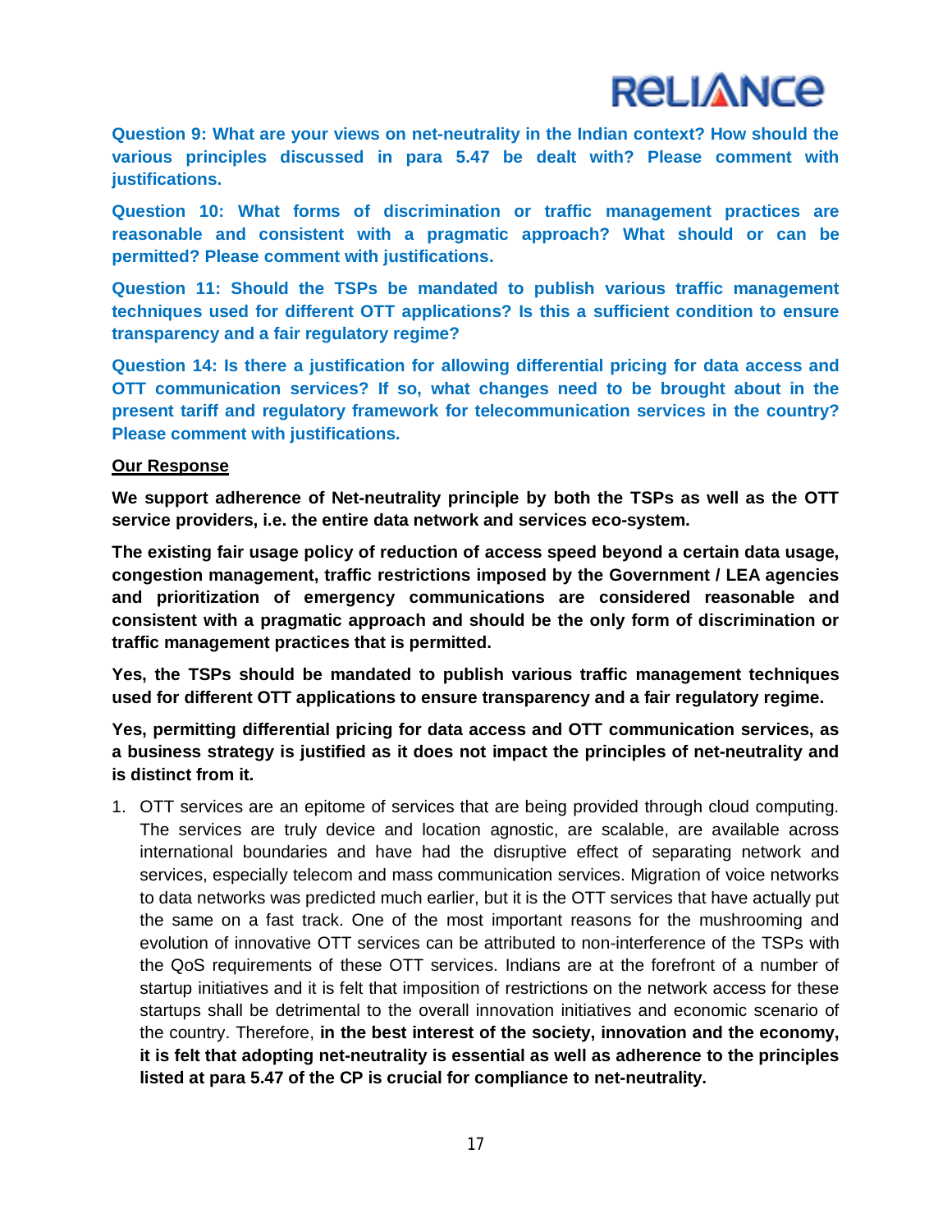**Question 9: What are your views on net-neutrality in the Indian context? How should the various principles discussed in para 5.47 be dealt with? Please comment with justifications.**

**Question 10: What forms of discrimination or traffic management practices are reasonable and consistent with a pragmatic approach? What should or can be permitted? Please comment with justifications.**

**Question 11: Should the TSPs be mandated to publish various traffic management techniques used for different OTT applications? Is this a sufficient condition to ensure transparency and a fair regulatory regime?**

**Question 14: Is there a justification for allowing differential pricing for data access and OTT communication services? If so, what changes need to be brought about in the present tariff and regulatory framework for telecommunication services in the country? Please comment with justifications.**

**Our Response**

**We support adherence of Net-neutrality principle by both the TSPs as well as the OTT service providers, i.e. the entire data network and services eco-system.**

**The existing fair usage policy of reduction of access speed beyond a certain data usage, congestion management, traffic restrictions imposed by the Government / LEA agencies and prioritization of emergency communications are considered reasonable and consistent with a pragmatic approach and should be the only form of discrimination or traffic management practices that is permitted.**

**Yes, the TSPs should be mandated to publish various traffic management techniques used for different OTT applications to ensure transparency and a fair regulatory regime.**

**Yes, permitting differential pricing for data access and OTT communication services, as a business strategy is justified as it does not impact the principles of net-neutrality and is distinct from it.**

1. OTT services are an epitome of services that are being provided through cloud computing. The services are truly device and location agnostic, are scalable, are available across international boundaries and have had the disruptive effect of separating network and services, especially telecom and mass communication services. Migration of voice networks to data networks was predicted much earlier, but it is the OTT services that have actually put the same on a fast track. One of the most important reasons for the mushrooming and evolution of innovative OTT services can be attributed to non-interference of the TSPs with the QoS requirements of these OTT services. Indians are at the forefront of a number of startup initiatives and it is felt that imposition of restrictions on the network access for these startups shall be detrimental to the overall innovation initiatives and economic scenario of the country. Therefore, **in the best interest of the society, innovation and the economy, it is felt that adopting net-neutrality is essential as well as adherence to the principles listed at para 5.47 of the CP is crucial for compliance to net-neutrality.**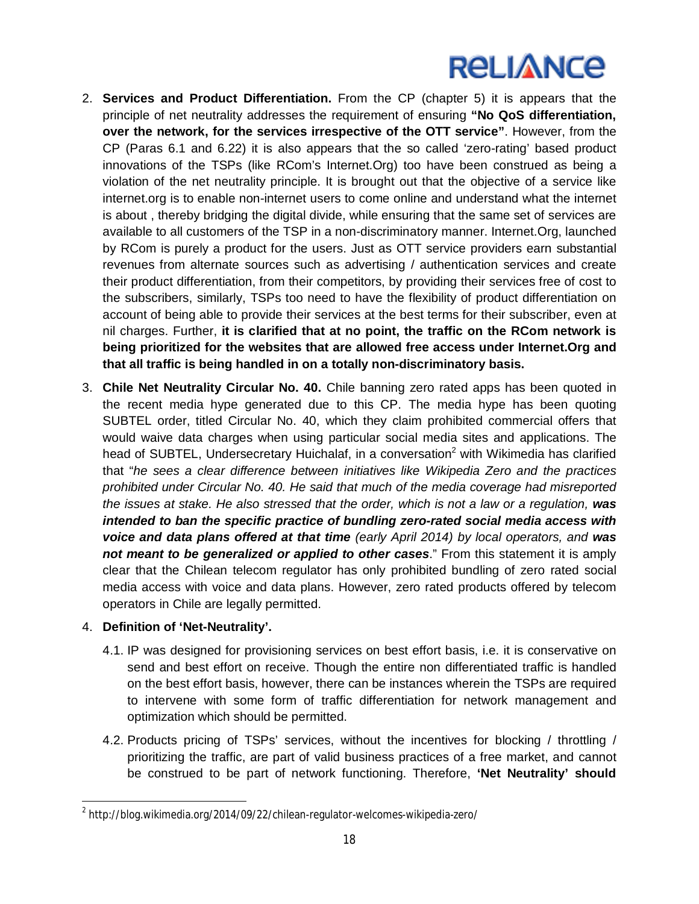2. **Services and Product Differentiation.** From the CP (chapter 5) it is appears that the principle of net neutrality addresses the requirement of ensuring **"No QoS differentiation, over the network, for the services irrespective of the OTT service"**. However, from the CP (Paras 6.1 and 6.22) it is also appears that the so called 'zero-rating' based product innovations of the TSPs (like RCom's Internet.Org) too have been construed as being a violation of the net neutrality principle. It is brought out that the objective of a service like internet.org is to enable non-internet users to come online and understand what the internet is about , thereby bridging the digital divide, while ensuring that the same set of services are available to all customers of the TSP in a non-discriminatory manner. Internet.Org, launched by RCom is purely a product for the users. Just as OTT service providers earn substantial revenues from alternate sources such as advertising / authentication services and create their product differentiation, from their competitors, by providing their services free of cost to the subscribers, similarly, TSPs too need to have the flexibility of product differentiation on account of being able to provide their services at the best terms for their subscriber, even at nil charges. Further, **it is clarified that at no point, the traffic on the RCom network is being prioritized for the websites that are allowed free access under Internet.Org and that all traffic is being handled in on a totally non-discriminatory basis.**

3. **Chile Net Neutrality Circular No. 40.** Chile banning zero rated apps has been quoted in the recent media hype generated due to this CP. The media hype has been quoting SUBTEL order, titled Circular No. 40, which they claim prohibited commercial offers that would waive data charges when using particular social media sites and applications. The head of SUBTEL, Undersecretary Huichalaf, in a conversation[2] with Wikimedia has clarified that "*he sees a clear difference between initiatives like Wikipedia Zero and the practices prohibited under Circular No. 40. He said that much of the media coverage had misreported the issues at stake. He also stressed that the order, which is not a law or a regulation,* ***was intended to ban the specific practice of bundling zero-rated social media access with voice and data plans offered at that time*** *(early April 2014) by local operators, and* ***was not meant to be generalized or applied to other cases***." From this statement it is amply clear that the Chilean telecom regulator has only prohibited bundling of zero rated social media access with voice and data plans. However, zero rated products offered by telecom operators in Chile are legally permitted.

4. **Definition of 'Net-Neutrality'.**

   4.1. IP was designed for provisioning services on best effort basis, i.e. it is conservative on send and best effort on receive. Though the entire non differentiated traffic is handled on the best effort basis, however, there can be instances wherein the TSPs are required to intervene with some form of traffic differentiation for network management and optimization which should be permitted.

   4.2. Products pricing of TSPs' services, without the incentives for blocking / throttling / prioritizing the traffic, are part of valid business practices of a free market, and cannot be construed to be part of network functioning. Therefore, **'Net Neutrality' should**

---

[2] http://blog.wikimedia.org/2014/09/22/chilean-regulator-welcomes-wikipedia-zero/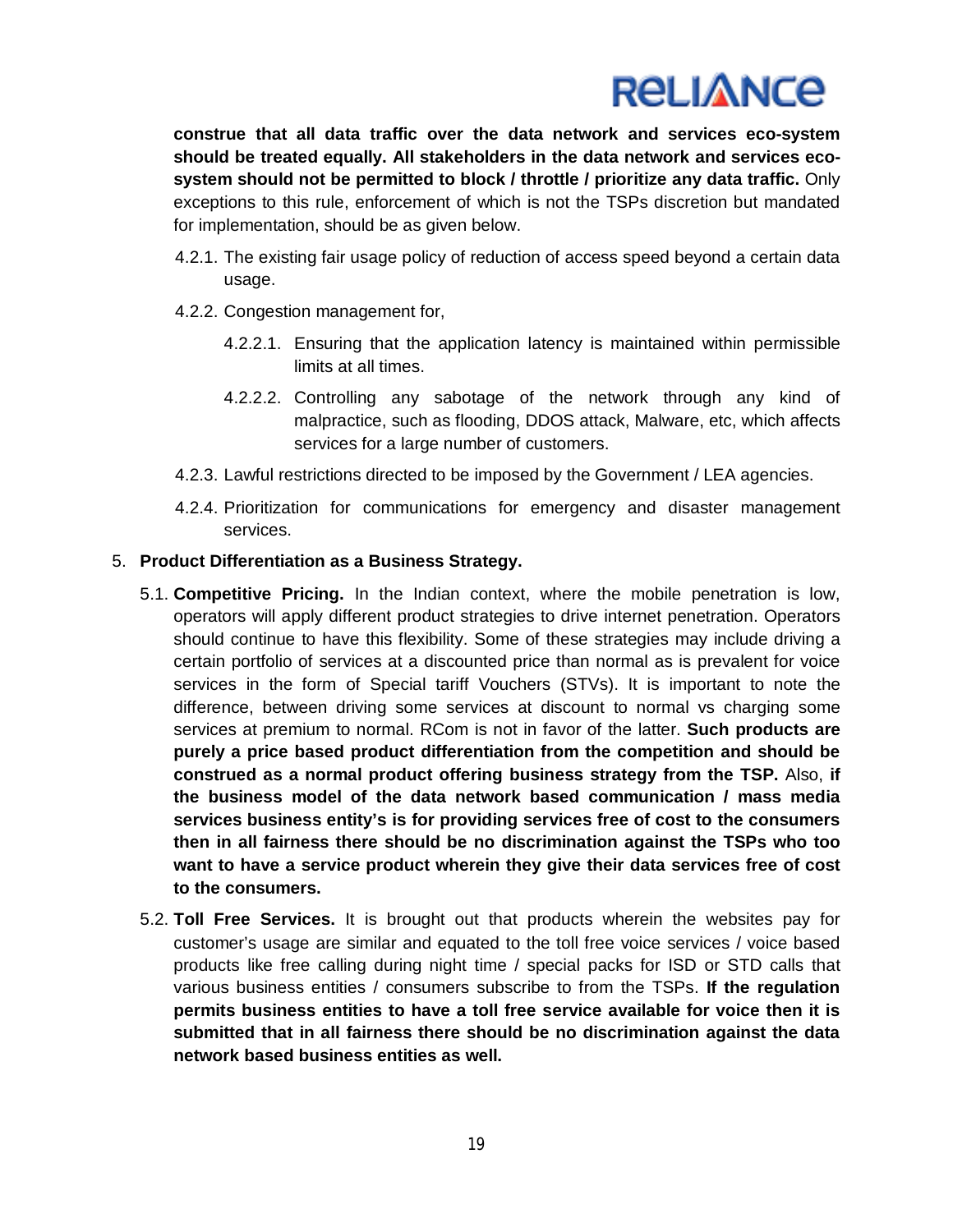**construe that all data traffic over the data network and services eco-system should be treated equally. All stakeholders in the data network and services eco-system should not be permitted to block / throttle / prioritize any data traffic.** Only exceptions to this rule, enforcement of which is not the TSPs discretion but mandated for implementation, should be as given below.

4.2.1. The existing fair usage policy of reduction of access speed beyond a certain data usage.

4.2.2. Congestion management for,

4.2.2.1. Ensuring that the application latency is maintained within permissible limits at all times.

4.2.2.2. Controlling any sabotage of the network through any kind of malpractice, such as flooding, DDOS attack, Malware, etc, which affects services for a large number of customers.

4.2.3. Lawful restrictions directed to be imposed by the Government / LEA agencies.

4.2.4. Prioritization for communications for emergency and disaster management services.

5. **Product Differentiation as a Business Strategy.**

5.1. **Competitive Pricing.** In the Indian context, where the mobile penetration is low, operators will apply different product strategies to drive internet penetration. Operators should continue to have this flexibility. Some of these strategies may include driving a certain portfolio of services at a discounted price than normal as is prevalent for voice services in the form of Special tariff Vouchers (STVs). It is important to note the difference, between driving some services at discount to normal vs charging some services at premium to normal. RCom is not in favor of the latter. **Such products are purely a price based product differentiation from the competition and should be construed as a normal product offering business strategy from the TSP.** Also, **if the business model of the data network based communication / mass media services business entity's is for providing services free of cost to the consumers then in all fairness there should be no discrimination against the TSPs who too want to have a service product wherein they give their data services free of cost to the consumers.**

5.2. **Toll Free Services.** It is brought out that products wherein the websites pay for customer's usage are similar and equated to the toll free voice services / voice based products like free calling during night time / special packs for ISD or STD calls that various business entities / consumers subscribe to from the TSPs. **If the regulation permits business entities to have a toll free service available for voice then it is submitted that in all fairness there should be no discrimination against the data network based business entities as well.**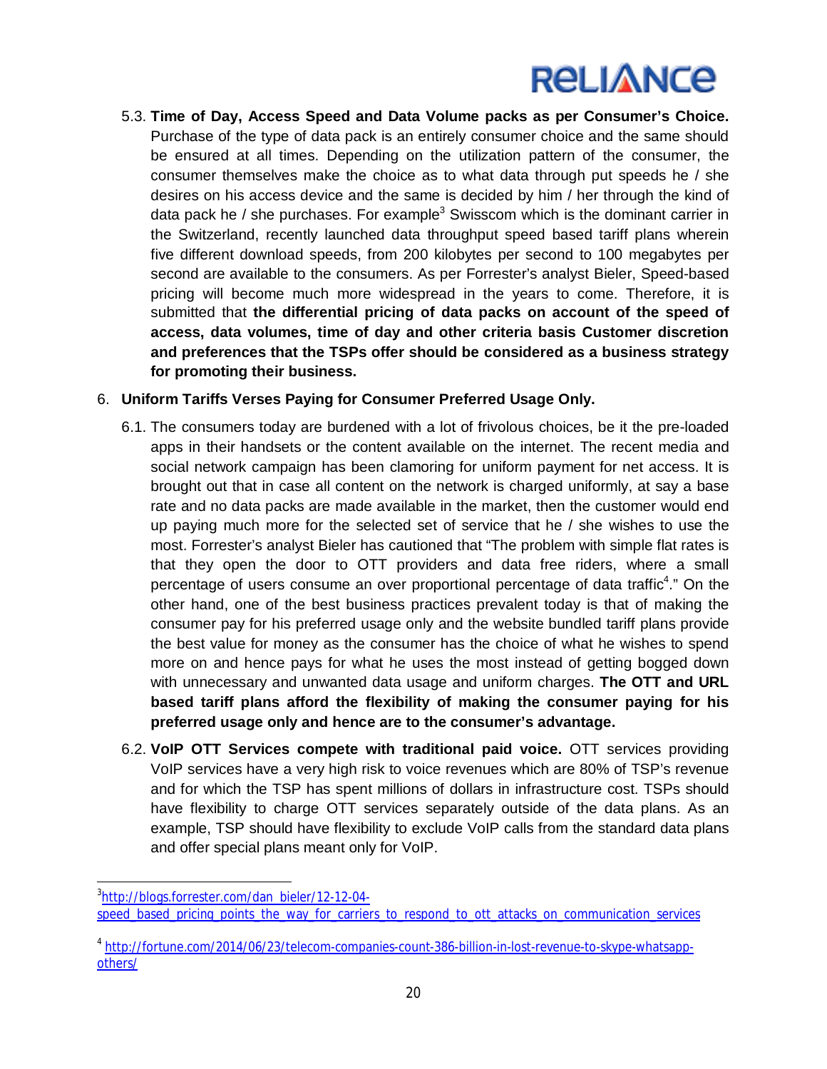5.3. **Time of Day, Access Speed and Data Volume packs as per Consumer's Choice.** Purchase of the type of data pack is an entirely consumer choice and the same should be ensured at all times. Depending on the utilization pattern of the consumer, the consumer themselves make the choice as to what data through put speeds he / she desires on his access device and the same is decided by him / her through the kind of data pack he / she purchases. For example[3] Swisscom which is the dominant carrier in the Switzerland, recently launched data throughput speed based tariff plans wherein five different download speeds, from 200 kilobytes per second to 100 megabytes per second are available to the consumers. As per Forrester's analyst Bieler, Speed-based pricing will become much more widespread in the years to come. Therefore, it is submitted that **the differential pricing of data packs on account of the speed of access, data volumes, time of day and other criteria basis Customer discretion and preferences that the TSPs offer should be considered as a business strategy for promoting their business.**

6. **Uniform Tariffs Verses Paying for Consumer Preferred Usage Only.**

6.1. The consumers today are burdened with a lot of frivolous choices, be it the pre-loaded apps in their handsets or the content available on the internet. The recent media and social network campaign has been clamoring for uniform payment for net access. It is brought out that in case all content on the network is charged uniformly, at say a base rate and no data packs are made available in the market, then the customer would end up paying much more for the selected set of service that he / she wishes to use the most. Forrester's analyst Bieler has cautioned that "The problem with simple flat rates is that they open the door to OTT providers and data free riders, where a small percentage of users consume an over proportional percentage of data traffic[4]." On the other hand, one of the best business practices prevalent today is that of making the consumer pay for his preferred usage only and the website bundled tariff plans provide the best value for money as the consumer has the choice of what he wishes to spend more on and hence pays for what he uses the most instead of getting bogged down with unnecessary and unwanted data usage and uniform charges. **The OTT and URL based tariff plans afford the flexibility of making the consumer paying for his preferred usage only and hence are to the consumer's advantage.**

6.2. **VoIP OTT Services compete with traditional paid voice.** OTT services providing VoIP services have a very high risk to voice revenues which are 80% of TSP's revenue and for which the TSP has spent millions of dollars in infrastructure cost. TSPs should have flexibility to charge OTT services separately outside of the data plans. As an example, TSP should have flexibility to exclude VoIP calls from the standard data plans and offer special plans meant only for VoIP.

---

[3] http://blogs.forrester.com/dan_bieler/12-12-04-speed_based_pricing_points_the_way_for_carriers_to_respond_to_ott_attacks_on_communication_services

[4] http://fortune.com/2014/06/23/telecom-companies-count-386-billion-in-lost-revenue-to-skype-whatsapp-others/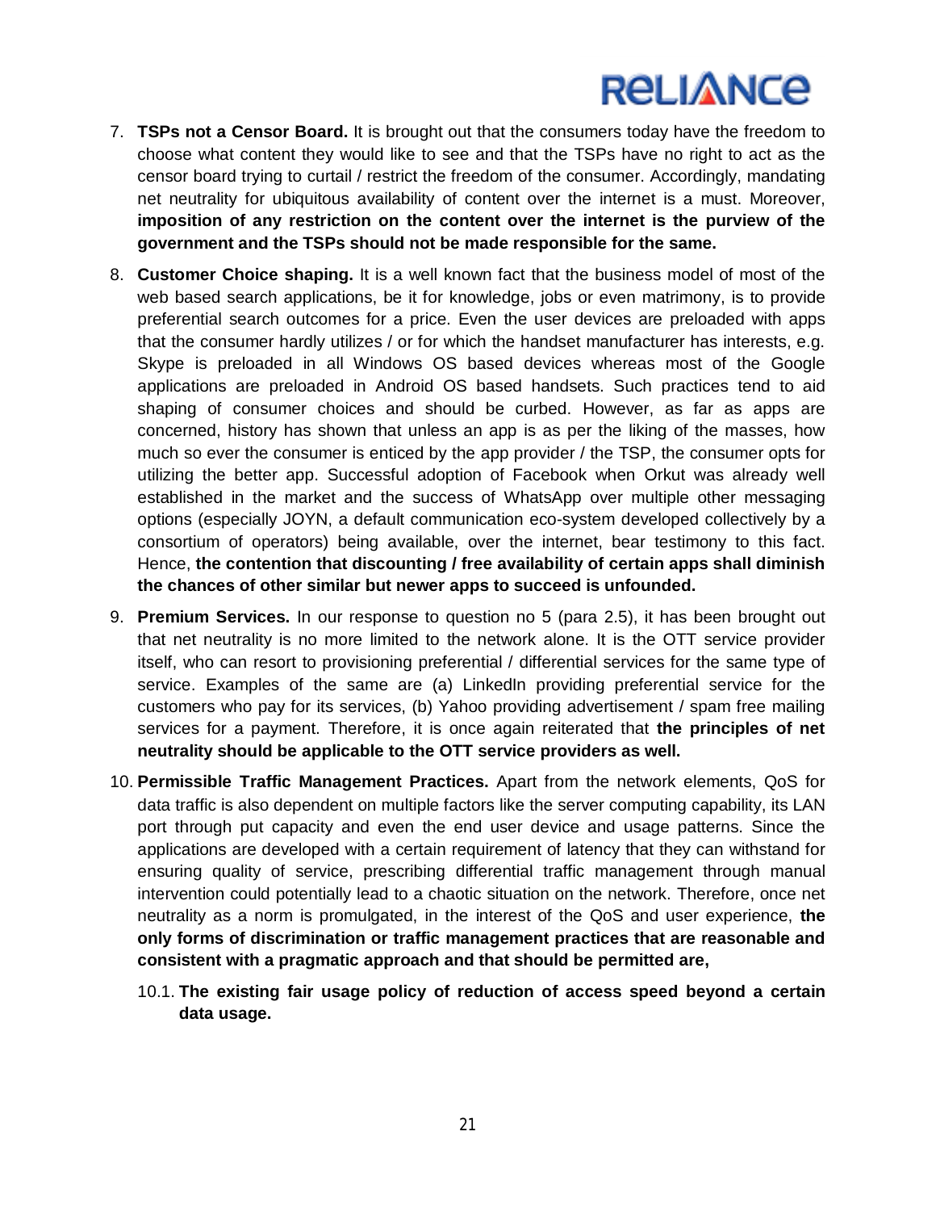7. **TSPs not a Censor Board.** It is brought out that the consumers today have the freedom to choose what content they would like to see and that the TSPs have no right to act as the censor board trying to curtail / restrict the freedom of the consumer. Accordingly, mandating net neutrality for ubiquitous availability of content over the internet is a must. Moreover, **imposition of any restriction on the content over the internet is the purview of the government and the TSPs should not be made responsible for the same.**

8. **Customer Choice shaping.** It is a well known fact that the business model of most of the web based search applications, be it for knowledge, jobs or even matrimony, is to provide preferential search outcomes for a price. Even the user devices are preloaded with apps that the consumer hardly utilizes / or for which the handset manufacturer has interests, e.g. Skype is preloaded in all Windows OS based devices whereas most of the Google applications are preloaded in Android OS based handsets. Such practices tend to aid shaping of consumer choices and should be curbed. However, as far as apps are concerned, history has shown that unless an app is as per the liking of the masses, how much so ever the consumer is enticed by the app provider / the TSP, the consumer opts for utilizing the better app. Successful adoption of Facebook when Orkut was already well established in the market and the success of WhatsApp over multiple other messaging options (especially JOYN, a default communication eco-system developed collectively by a consortium of operators) being available, over the internet, bear testimony to this fact. Hence, **the contention that discounting / free availability of certain apps shall diminish the chances of other similar but newer apps to succeed is unfounded.**

9. **Premium Services.** In our response to question no 5 (para 2.5), it has been brought out that net neutrality is no more limited to the network alone. It is the OTT service provider itself, who can resort to provisioning preferential / differential services for the same type of service. Examples of the same are (a) LinkedIn providing preferential service for the customers who pay for its services, (b) Yahoo providing advertisement / spam free mailing services for a payment. Therefore, it is once again reiterated that **the principles of net neutrality should be applicable to the OTT service providers as well.**

10. **Permissible Traffic Management Practices.** Apart from the network elements, QoS for data traffic is also dependent on multiple factors like the server computing capability, its LAN port through put capacity and even the end user device and usage patterns. Since the applications are developed with a certain requirement of latency that they can withstand for ensuring quality of service, prescribing differential traffic management through manual intervention could potentially lead to a chaotic situation on the network. Therefore, once net neutrality as a norm is promulgated, in the interest of the QoS and user experience, **the only forms of discrimination or traffic management practices that are reasonable and consistent with a pragmatic approach and that should be permitted are,**

    10.1. **The existing fair usage policy of reduction of access speed beyond a certain data usage.**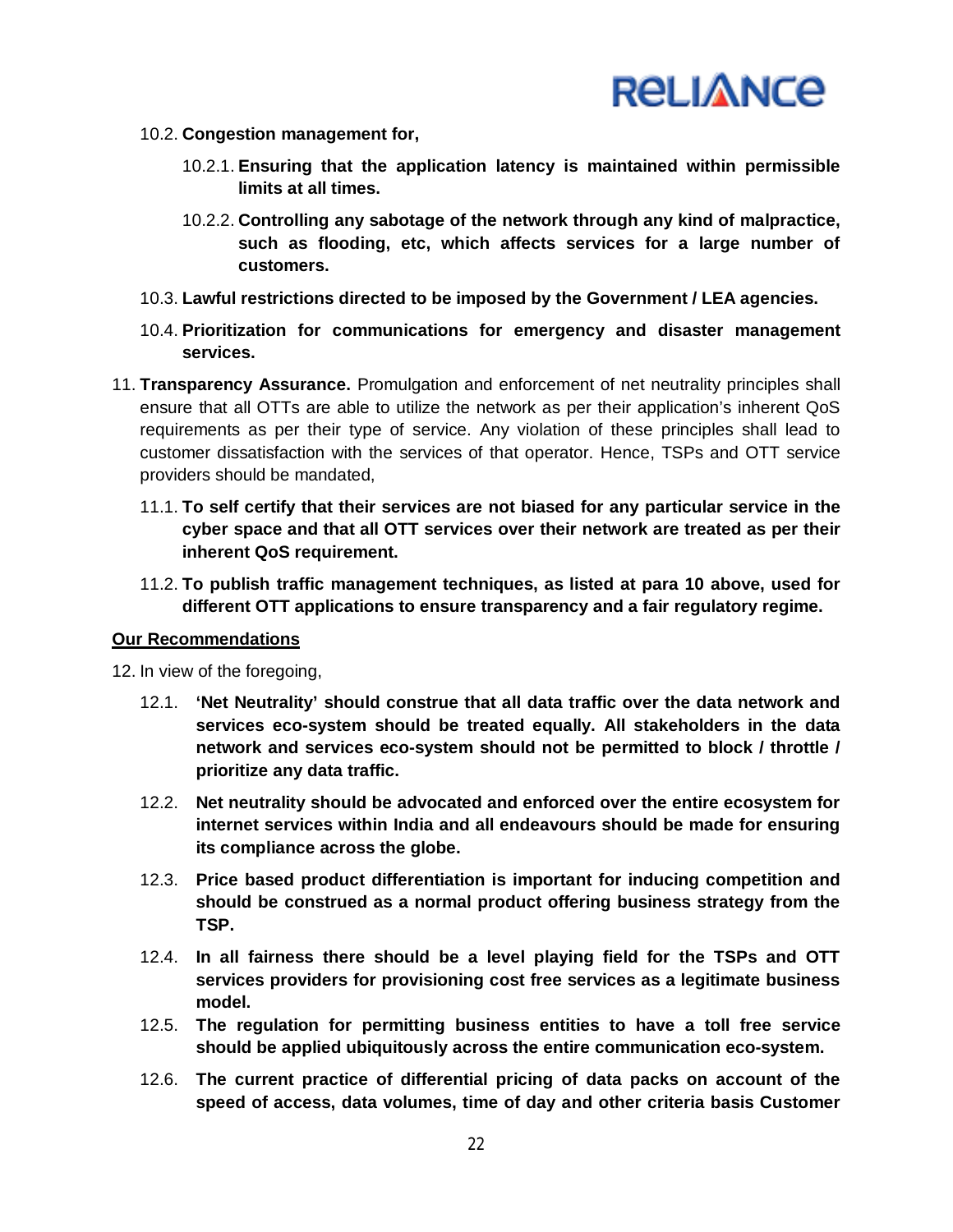10.2. **Congestion management for,**

10.2.1. **Ensuring that the application latency is maintained within permissible limits at all times.**

10.2.2. **Controlling any sabotage of the network through any kind of malpractice, such as flooding, etc, which affects services for a large number of customers.**

10.3. **Lawful restrictions directed to be imposed by the Government / LEA agencies.**

10.4. **Prioritization for communications for emergency and disaster management services.**

11. **Transparency Assurance.** Promulgation and enforcement of net neutrality principles shall ensure that all OTTs are able to utilize the network as per their application's inherent QoS requirements as per their type of service. Any violation of these principles shall lead to customer dissatisfaction with the services of that operator. Hence, TSPs and OTT service providers should be mandated,

11.1. **To self certify that their services are not biased for any particular service in the cyber space and that all OTT services over their network are treated as per their inherent QoS requirement.**

11.2. **To publish traffic management techniques, as listed at para 10 above, used for different OTT applications to ensure transparency and a fair regulatory regime.**

**Our Recommendations**

12. In view of the foregoing,

12.1. **'Net Neutrality' should construe that all data traffic over the data network and services eco-system should be treated equally. All stakeholders in the data network and services eco-system should not be permitted to block / throttle / prioritize any data traffic.**

12.2. **Net neutrality should be advocated and enforced over the entire ecosystem for internet services within India and all endeavours should be made for ensuring its compliance across the globe.**

12.3. **Price based product differentiation is important for inducing competition and should be construed as a normal product offering business strategy from the TSP.**

12.4. **In all fairness there should be a level playing field for the TSPs and OTT services providers for provisioning cost free services as a legitimate business model.**

12.5. **The regulation for permitting business entities to have a toll free service should be applied ubiquitously across the entire communication eco-system.**

12.6. **The current practice of differential pricing of data packs on account of the speed of access, data volumes, time of day and other criteria basis Customer**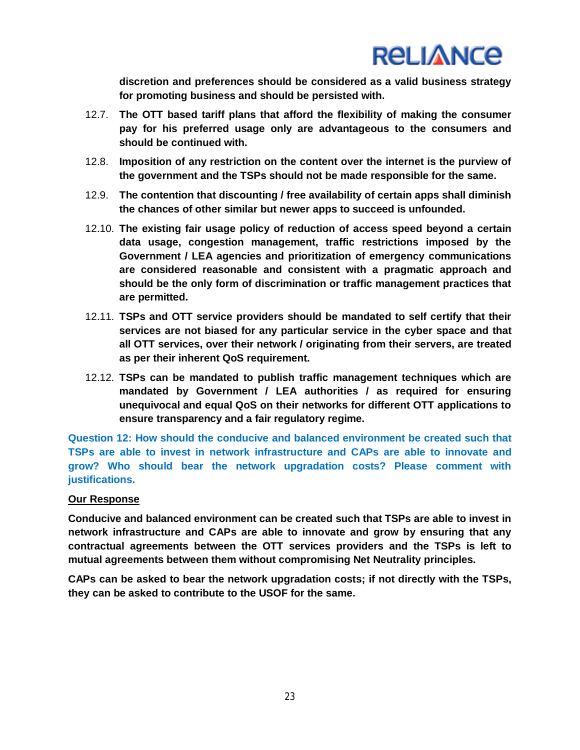**discretion and preferences should be considered as a valid business strategy for promoting business and should be persisted with.**

12.7. **The OTT based tariff plans that afford the flexibility of making the consumer pay for his preferred usage only are advantageous to the consumers and should be continued with.**

12.8. **Imposition of any restriction on the content over the internet is the purview of the government and the TSPs should not be made responsible for the same.**

12.9. **The contention that discounting / free availability of certain apps shall diminish the chances of other similar but newer apps to succeed is unfounded.**

12.10. **The existing fair usage policy of reduction of access speed beyond a certain data usage, congestion management, traffic restrictions imposed by the Government / LEA agencies and prioritization of emergency communications are considered reasonable and consistent with a pragmatic approach and should be the only form of discrimination or traffic management practices that are permitted.**

12.11. **TSPs and OTT service providers should be mandated to self certify that their services are not biased for any particular service in the cyber space and that all OTT services, over their network / originating from their servers, are treated as per their inherent QoS requirement.**

12.12. **TSPs can be mandated to publish traffic management techniques which are mandated by Government / LEA authorities / as required for ensuring unequivocal and equal QoS on their networks for different OTT applications to ensure transparency and a fair regulatory regime.**

**Question 12: How should the conducive and balanced environment be created such that TSPs are able to invest in network infrastructure and CAPs are able to innovate and grow? Who should bear the network upgradation costs? Please comment with justifications.**

**Our Response**

**Conducive and balanced environment can be created such that TSPs are able to invest in network infrastructure and CAPs are able to innovate and grow by ensuring that any contractual agreements between the OTT services providers and the TSPs is left to mutual agreements between them without compromising Net Neutrality principles.**

**CAPs can be asked to bear the network upgradation costs; if not directly with the TSPs, they can be asked to contribute to the USOF for the same.**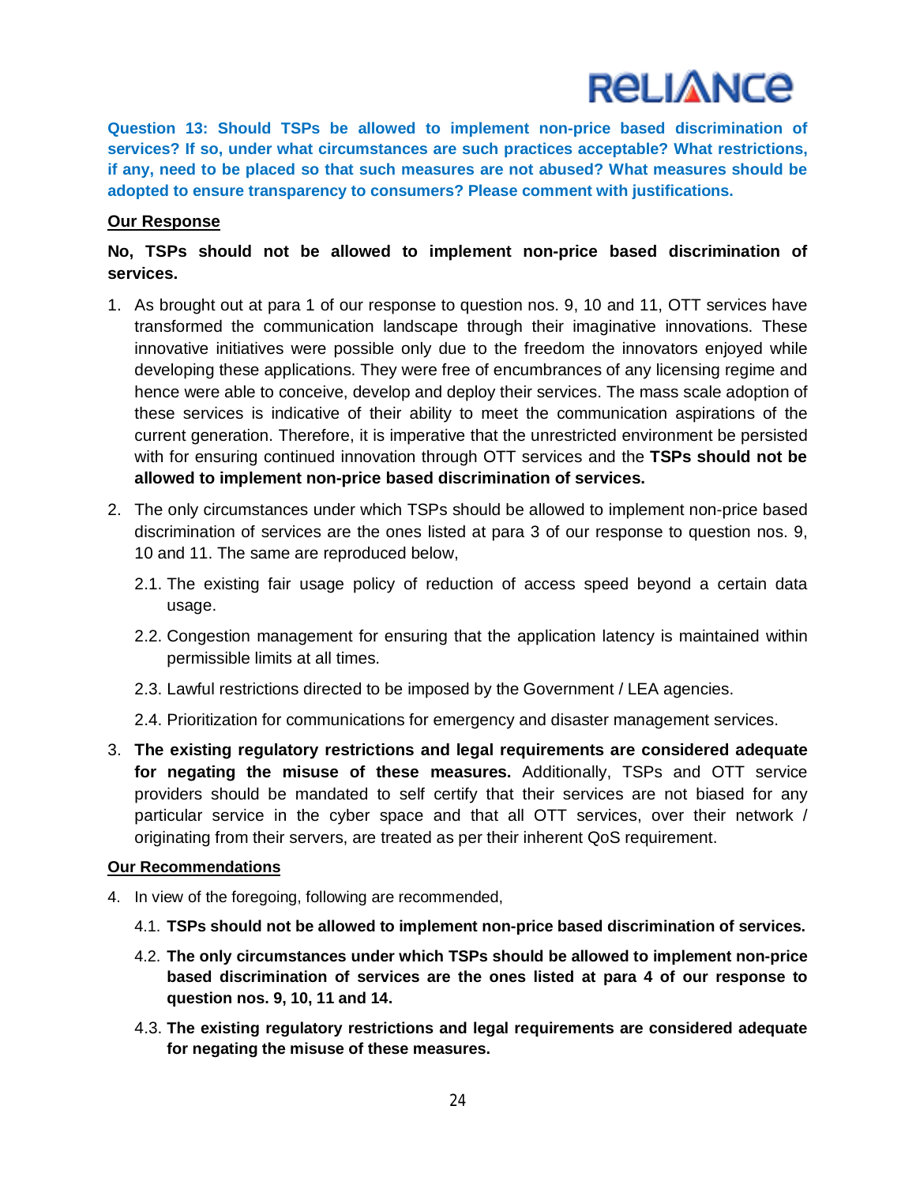**Question 13: Should TSPs be allowed to implement non-price based discrimination of services? If so, under what circumstances are such practices acceptable? What restrictions, if any, need to be placed so that such measures are not abused? What measures should be adopted to ensure transparency to consumers? Please comment with justifications.**

**Our Response**

**No, TSPs should not be allowed to implement non-price based discrimination of services.**

1. As brought out at para 1 of our response to question nos. 9, 10 and 11, OTT services have transformed the communication landscape through their imaginative innovations. These innovative initiatives were possible only due to the freedom the innovators enjoyed while developing these applications. They were free of encumbrances of any licensing regime and hence were able to conceive, develop and deploy their services. The mass scale adoption of these services is indicative of their ability to meet the communication aspirations of the current generation. Therefore, it is imperative that the unrestricted environment be persisted with for ensuring continued innovation through OTT services and the **TSPs should not be allowed to implement non-price based discrimination of services.**

2. The only circumstances under which TSPs should be allowed to implement non-price based discrimination of services are the ones listed at para 3 of our response to question nos. 9, 10 and 11. The same are reproduced below,

   2.1. The existing fair usage policy of reduction of access speed beyond a certain data usage.

   2.2. Congestion management for ensuring that the application latency is maintained within permissible limits at all times.

   2.3. Lawful restrictions directed to be imposed by the Government / LEA agencies.

   2.4. Prioritization for communications for emergency and disaster management services.

3. **The existing regulatory restrictions and legal requirements are considered adequate for negating the misuse of these measures.** Additionally, TSPs and OTT service providers should be mandated to self certify that their services are not biased for any particular service in the cyber space and that all OTT services, over their network / originating from their servers, are treated as per their inherent QoS requirement.

**Our Recommendations**

4. In view of the foregoing, following are recommended,

   4.1. **TSPs should not be allowed to implement non-price based discrimination of services.**

   4.2. **The only circumstances under which TSPs should be allowed to implement non-price based discrimination of services are the ones listed at para 4 of our response to question nos. 9, 10, 11 and 14.**

   4.3. **The existing regulatory restrictions and legal requirements are considered adequate for negating the misuse of these measures.**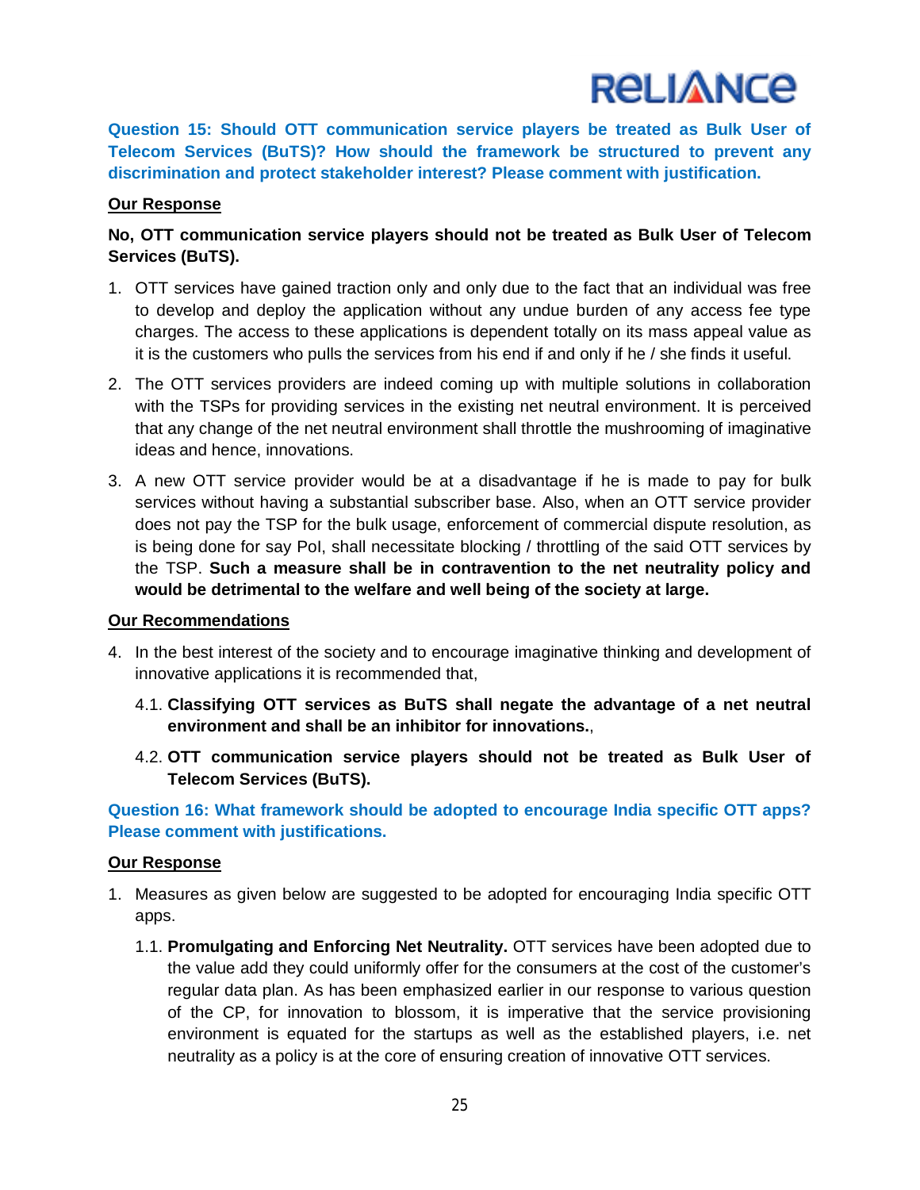**Question 15: Should OTT communication service players be treated as Bulk User of Telecom Services (BuTS)? How should the framework be structured to prevent any discrimination and protect stakeholder interest? Please comment with justification.**

**<u>Our Response</u>**

**No, OTT communication service players should not be treated as Bulk User of Telecom Services (BuTS).**

1. OTT services have gained traction only and only due to the fact that an individual was free to develop and deploy the application without any undue burden of any access fee type charges. The access to these applications is dependent totally on its mass appeal value as it is the customers who pulls the services from his end if and only if he / she finds it useful.

2. The OTT services providers are indeed coming up with multiple solutions in collaboration with the TSPs for providing services in the existing net neutral environment. It is perceived that any change of the net neutral environment shall throttle the mushrooming of imaginative ideas and hence, innovations.

3. A new OTT service provider would be at a disadvantage if he is made to pay for bulk services without having a substantial subscriber base. Also, when an OTT service provider does not pay the TSP for the bulk usage, enforcement of commercial dispute resolution, as is being done for say PoI, shall necessitate blocking / throttling of the said OTT services by the TSP. **Such a measure shall be in contravention to the net neutrality policy and would be detrimental to the welfare and well being of the society at large.**

**<u>Our Recommendations</u>**

4. In the best interest of the society and to encourage imaginative thinking and development of innovative applications it is recommended that,

   4.1. **Classifying OTT services as BuTS shall negate the advantage of a net neutral environment and shall be an inhibitor for innovations.**,

   4.2. **OTT communication service players should not be treated as Bulk User of Telecom Services (BuTS).**

**Question 16: What framework should be adopted to encourage India specific OTT apps? Please comment with justifications.**

**<u>Our Response</u>**

1. Measures as given below are suggested to be adopted for encouraging India specific OTT apps.

   1.1. **Promulgating and Enforcing Net Neutrality.** OTT services have been adopted due to the value add they could uniformly offer for the consumers at the cost of the customer's regular data plan. As has been emphasized earlier in our response to various question of the CP, for innovation to blossom, it is imperative that the service provisioning environment is equated for the startups as well as the established players, i.e. net neutrality as a policy is at the core of ensuring creation of innovative OTT services.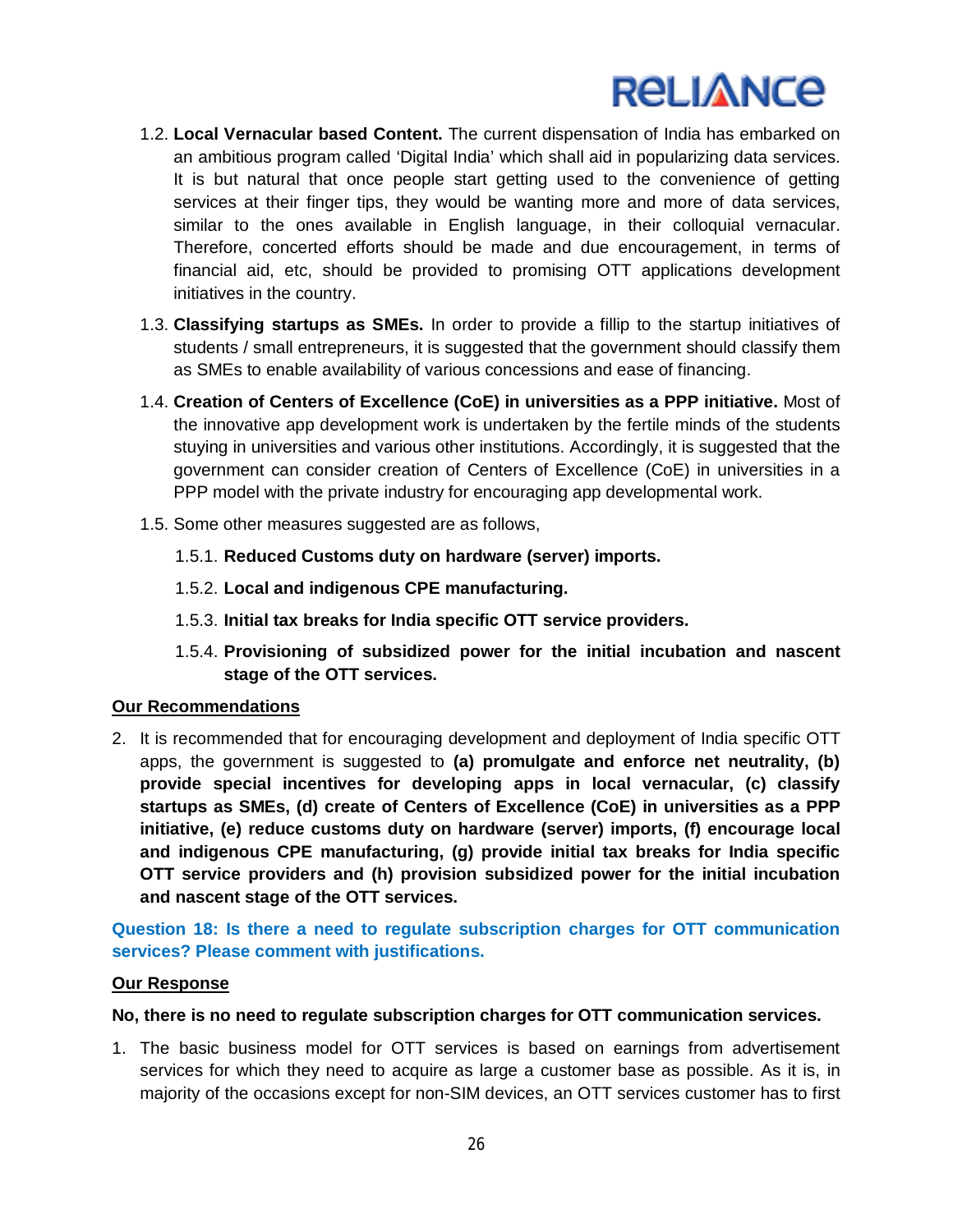1.2. **Local Vernacular based Content.** The current dispensation of India has embarked on an ambitious program called 'Digital India' which shall aid in popularizing data services. It is but natural that once people start getting used to the convenience of getting services at their finger tips, they would be wanting more and more of data services, similar to the ones available in English language, in their colloquial vernacular. Therefore, concerted efforts should be made and due encouragement, in terms of financial aid, etc, should be provided to promising OTT applications development initiatives in the country.

1.3. **Classifying startups as SMEs.** In order to provide a fillip to the startup initiatives of students / small entrepreneurs, it is suggested that the government should classify them as SMEs to enable availability of various concessions and ease of financing.

1.4. **Creation of Centers of Excellence (CoE) in universities as a PPP initiative.** Most of the innovative app development work is undertaken by the fertile minds of the students stuying in universities and various other institutions. Accordingly, it is suggested that the government can consider creation of Centers of Excellence (CoE) in universities in a PPP model with the private industry for encouraging app developmental work.

1.5. Some other measures suggested are as follows,

1.5.1. **Reduced Customs duty on hardware (server) imports.**

1.5.2. **Local and indigenous CPE manufacturing.**

1.5.3. **Initial tax breaks for India specific OTT service providers.**

1.5.4. **Provisioning of subsidized power for the initial incubation and nascent stage of the OTT services.**

**Our Recommendations**

2. It is recommended that for encouraging development and deployment of India specific OTT apps, the government is suggested to **(a) promulgate and enforce net neutrality, (b) provide special incentives for developing apps in local vernacular, (c) classify startups as SMEs, (d) create of Centers of Excellence (CoE) in universities as a PPP initiative, (e) reduce customs duty on hardware (server) imports, (f) encourage local and indigenous CPE manufacturing, (g) provide initial tax breaks for India specific OTT service providers and (h) provision subsidized power for the initial incubation and nascent stage of the OTT services.**

**Question 18: Is there a need to regulate subscription charges for OTT communication services? Please comment with justifications.**

**Our Response**

**No, there is no need to regulate subscription charges for OTT communication services.**

1. The basic business model for OTT services is based on earnings from advertisement services for which they need to acquire as large a customer base as possible. As it is, in majority of the occasions except for non-SIM devices, an OTT services customer has to first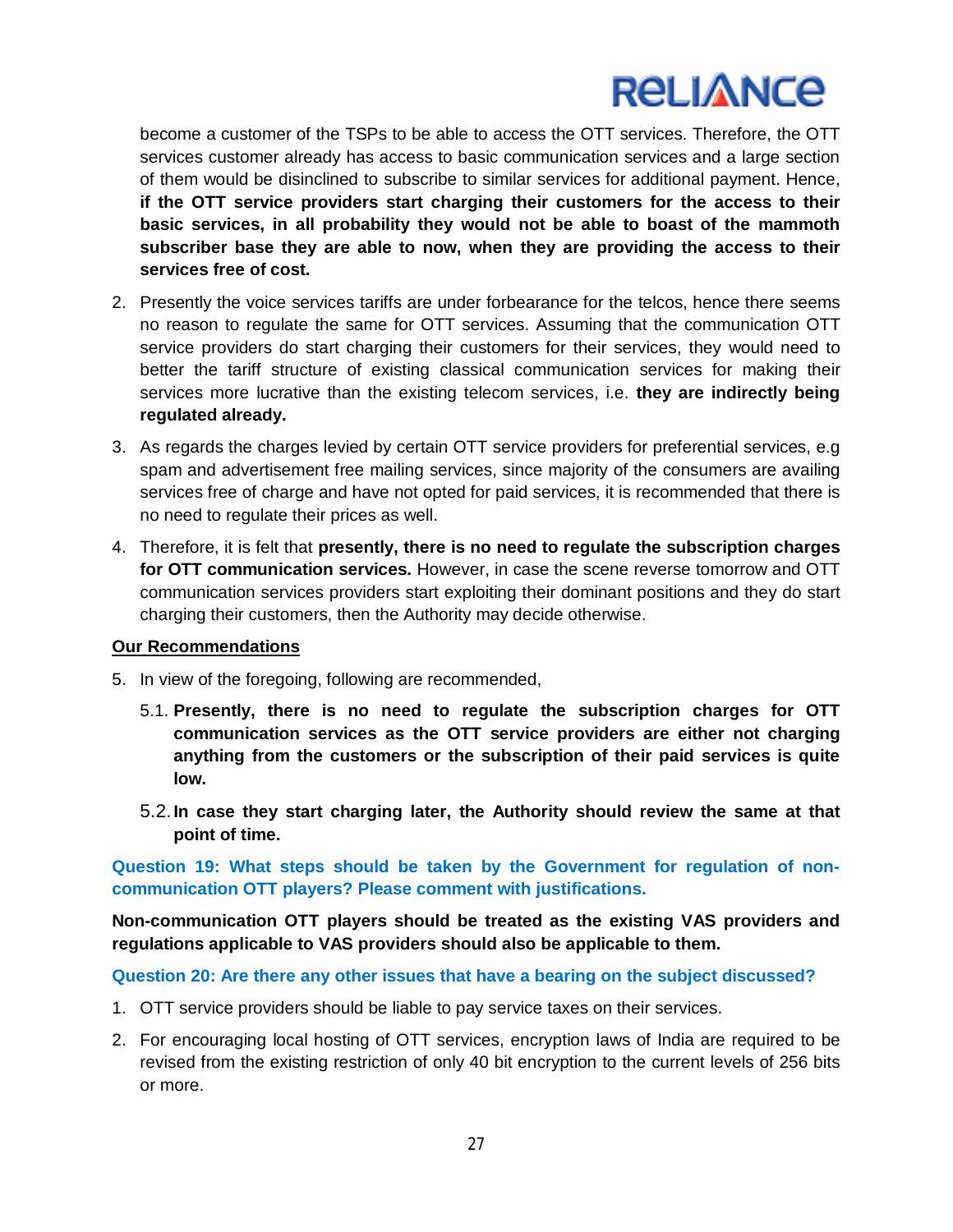become a customer of the TSPs to be able to access the OTT services. Therefore, the OTT services customer already has access to basic communication services and a large section of them would be disinclined to subscribe to similar services for additional payment. Hence, **if the OTT service providers start charging their customers for the access to their basic services, in all probability they would not be able to boast of the mammoth subscriber base they are able to now, when they are providing the access to their services free of cost.**

2. Presently the voice services tariffs are under forbearance for the telcos, hence there seems no reason to regulate the same for OTT services. Assuming that the communication OTT service providers do start charging their customers for their services, they would need to better the tariff structure of existing classical communication services for making their services more lucrative than the existing telecom services, i.e. **they are indirectly being regulated already.**

3. As regards the charges levied by certain OTT service providers for preferential services, e.g spam and advertisement free mailing services, since majority of the consumers are availing services free of charge and have not opted for paid services, it is recommended that there is no need to regulate their prices as well.

4. Therefore, it is felt that **presently, there is no need to regulate the subscription charges for OTT communication services.** However, in case the scene reverse tomorrow and OTT communication services providers start exploiting their dominant positions and they do start charging their customers, then the Authority may decide otherwise.

**<u>Our Recommendations</u>**

5. In view of the foregoing, following are recommended,

   5.1. **Presently, there is no need to regulate the subscription charges for OTT communication services as the OTT service providers are either not charging anything from the customers or the subscription of their paid services is quite low.**

   5.2. **In case they start charging later, the Authority should review the same at that point of time.**

**Question 19: What steps should be taken by the Government for regulation of non-communication OTT players? Please comment with justifications.**

**Non-communication OTT players should be treated as the existing VAS providers and regulations applicable to VAS providers should also be applicable to them.**

**Question 20: Are there any other issues that have a bearing on the subject discussed?**

1. OTT service providers should be liable to pay service taxes on their services.

2. For encouraging local hosting of OTT services, encryption laws of India are required to be revised from the existing restriction of only 40 bit encryption to the current levels of 256 bits or more.